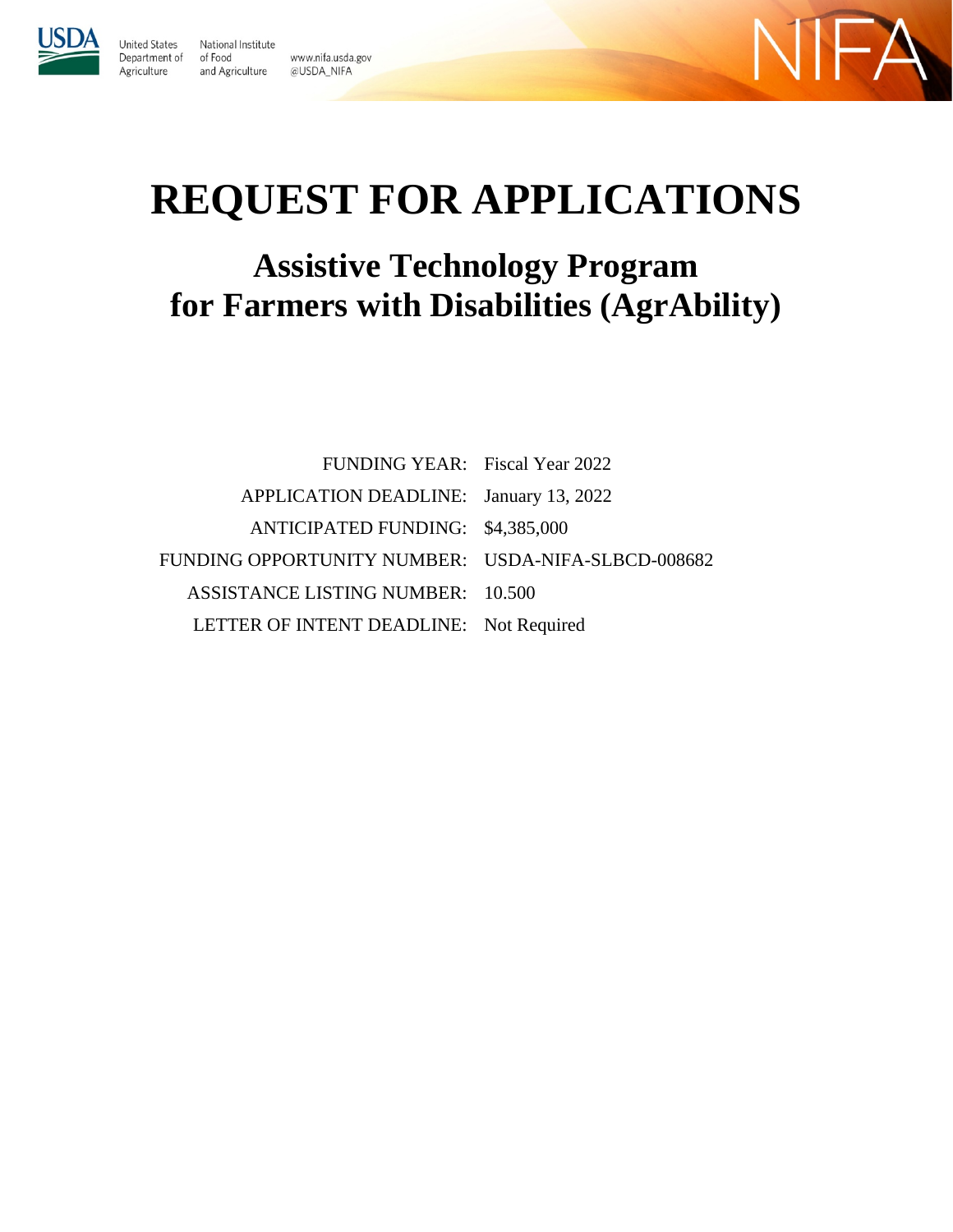United States Department of Agriculture

National Institute of Food and Agriculture

www.nifa.usda.gov
@USDA_NIFA

# REQUEST FOR APPLICATIONS

## Assistive Technology Program for Farmers with Disabilities (AgrAbility)

| | |
|---|---|
| FUNDING YEAR: | Fiscal Year 2022 |
| APPLICATION DEADLINE: | January 13, 2022 |
| ANTICIPATED FUNDING: | $4,385,000 |
| FUNDING OPPORTUNITY NUMBER: | USDA-NIFA-SLBCD-008682 |
| ASSISTANCE LISTING NUMBER: | 10.500 |
| LETTER OF INTENT DEADLINE: | Not Required |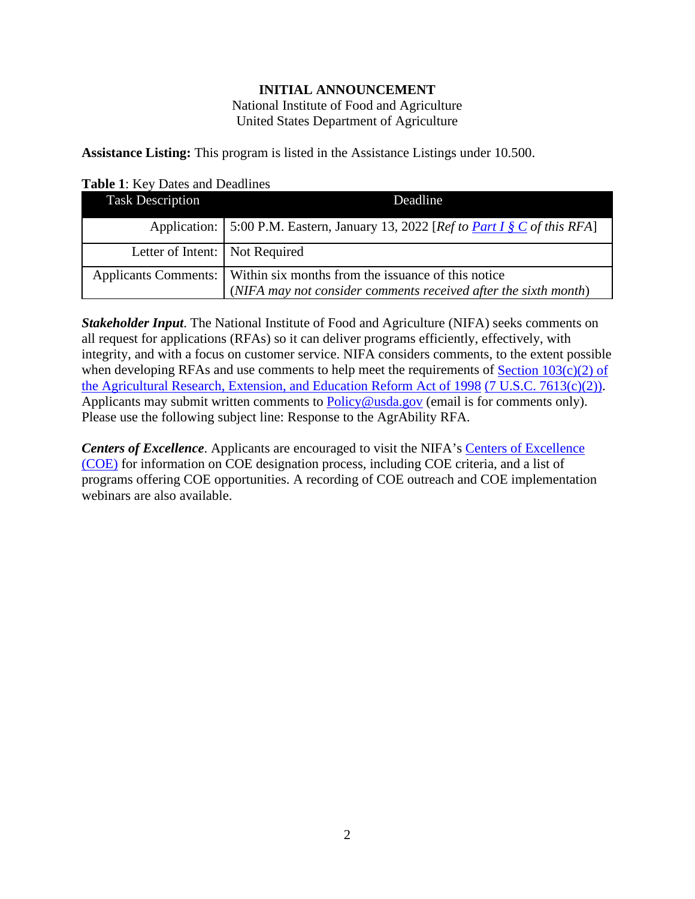# INITIAL ANNOUNCEMENT

National Institute of Food and Agriculture
United States Department of Agriculture

**Assistance Listing:** This program is listed in the Assistance Listings under 10.500.

**Table 1**: Key Dates and Deadlines

| Task Description | Deadline |
|---|---|
| Application: | 5:00 P.M. Eastern, January 13, 2022 [*Ref to Part I § C of this RFA*] |
| Letter of Intent: | Not Required |
| Applicants Comments: | Within six months from the issuance of this notice (*NIFA may not consider comments received after the sixth month*) |

***Stakeholder Input***. The National Institute of Food and Agriculture (NIFA) seeks comments on all request for applications (RFAs) so it can deliver programs efficiently, effectively, with integrity, and with a focus on customer service. NIFA considers comments, to the extent possible when developing RFAs and use comments to help meet the requirements of Section 103(c)(2) of the Agricultural Research, Extension, and Education Reform Act of 1998 (7 U.S.C. 7613(c)(2)). Applicants may submit written comments to Policy@usda.gov (email is for comments only). Please use the following subject line: Response to the AgrAbility RFA.

***Centers of Excellence***. Applicants are encouraged to visit the NIFA's Centers of Excellence (COE) for information on COE designation process, including COE criteria, and a list of programs offering COE opportunities. A recording of COE outreach and COE implementation webinars are also available.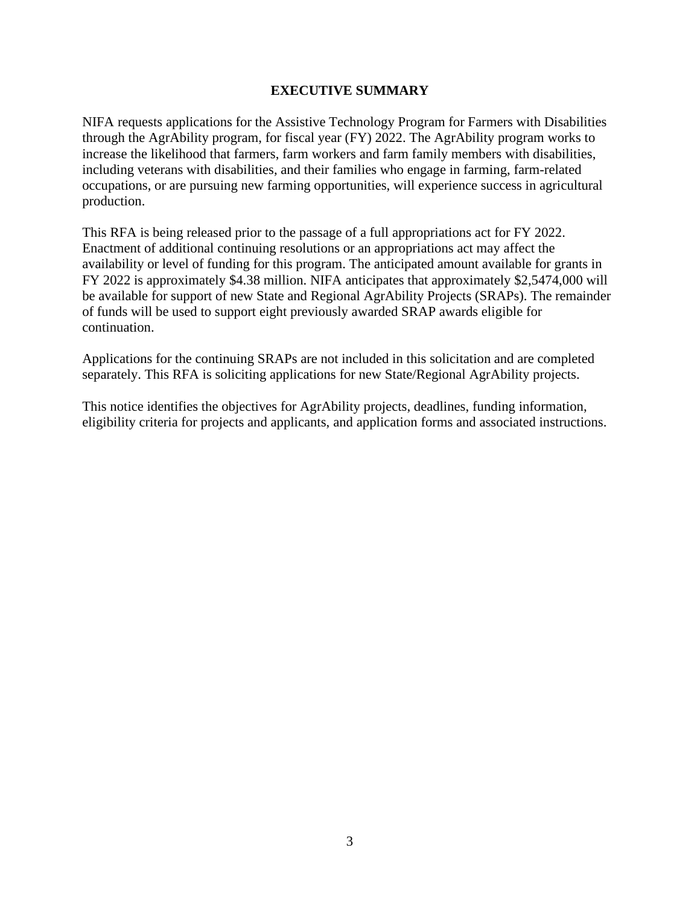# EXECUTIVE SUMMARY

NIFA requests applications for the Assistive Technology Program for Farmers with Disabilities through the AgrAbility program, for fiscal year (FY) 2022. The AgrAbility program works to increase the likelihood that farmers, farm workers and farm family members with disabilities, including veterans with disabilities, and their families who engage in farming, farm-related occupations, or are pursuing new farming opportunities, will experience success in agricultural production.

This RFA is being released prior to the passage of a full appropriations act for FY 2022. Enactment of additional continuing resolutions or an appropriations act may affect the availability or level of funding for this program. The anticipated amount available for grants in FY 2022 is approximately $4.38 million. NIFA anticipates that approximately $2,5474,000 will be available for support of new State and Regional AgrAbility Projects (SRAPs). The remainder of funds will be used to support eight previously awarded SRAP awards eligible for continuation.

Applications for the continuing SRAPs are not included in this solicitation and are completed separately. This RFA is soliciting applications for new State/Regional AgrAbility projects.

This notice identifies the objectives for AgrAbility projects, deadlines, funding information, eligibility criteria for projects and applicants, and application forms and associated instructions.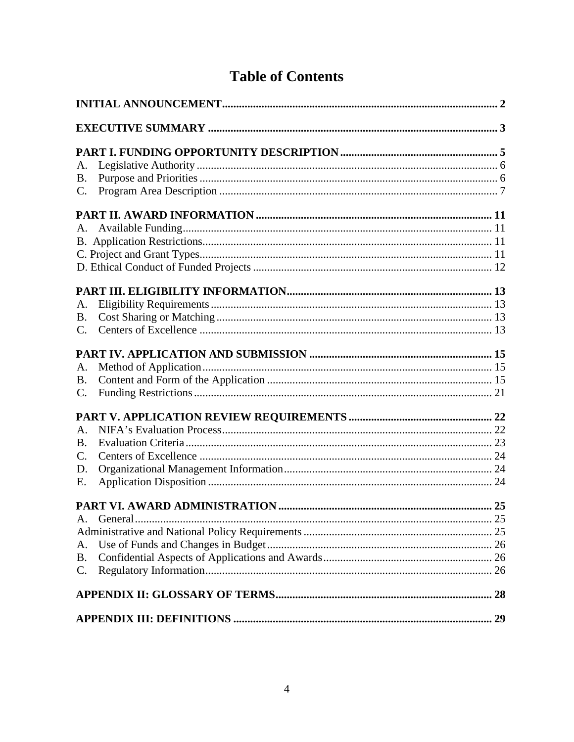# Table of Contents

**INITIAL ANNOUNCEMENT** .......... 2

**EXECUTIVE SUMMARY** .......... 3

**PART I. FUNDING OPPORTUNITY DESCRIPTION** .......... 5

A. Legislative Authority .......... 6
B. Purpose and Priorities .......... 6
C. Program Area Description .......... 7

**PART II. AWARD INFORMATION** .......... 11

A. Available Funding .......... 11
B. Application Restrictions .......... 11
C. Project and Grant Types .......... 11
D. Ethical Conduct of Funded Projects .......... 12

**PART III. ELIGIBILITY INFORMATION** .......... 13

A. Eligibility Requirements .......... 13
B. Cost Sharing or Matching .......... 13
C. Centers of Excellence .......... 13

**PART IV. APPLICATION AND SUBMISSION** .......... 15

A. Method of Application .......... 15
B. Content and Form of the Application .......... 15
C. Funding Restrictions .......... 21

**PART V. APPLICATION REVIEW REQUIREMENTS** .......... 22

A. NIFA's Evaluation Process .......... 22
B. Evaluation Criteria .......... 23
C. Centers of Excellence .......... 24
D. Organizational Management Information .......... 24
E. Application Disposition .......... 24

**PART VI. AWARD ADMINISTRATION** .......... 25

A. General .......... 25
Administrative and National Policy Requirements .......... 25
A. Use of Funds and Changes in Budget .......... 26
B. Confidential Aspects of Applications and Awards .......... 26
C. Regulatory Information .......... 26

**APPENDIX II: GLOSSARY OF TERMS** .......... 28

**APPENDIX III: DEFINITIONS** .......... 29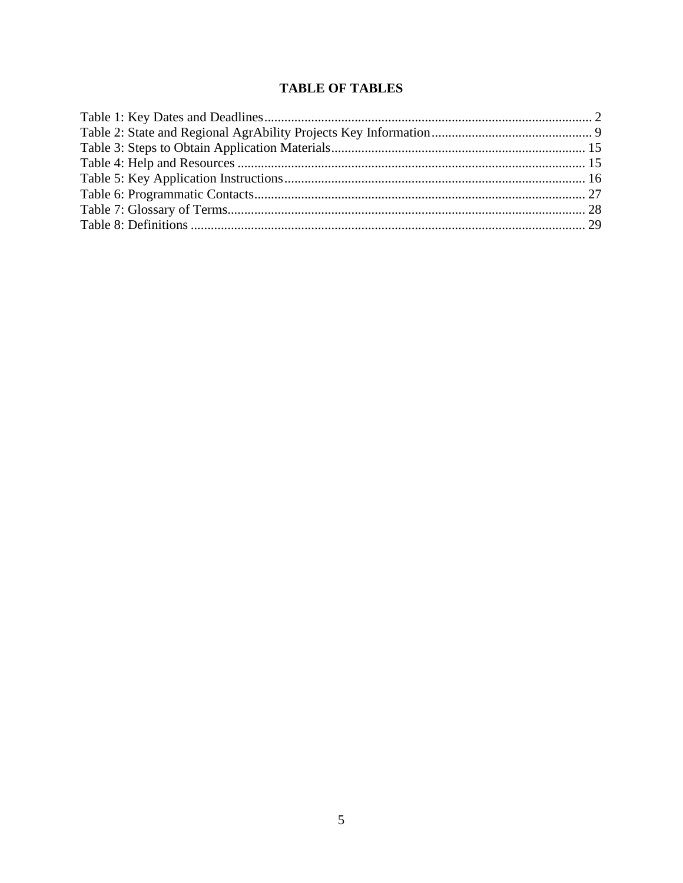# TABLE OF TABLES

Table 1: Key Dates and Deadlines ........................................................................................ 2
Table 2: State and Regional AgrAbility Projects Key Information ........................................ 9
Table 3: Steps to Obtain Application Materials ................................................................ 15
Table 4: Help and Resources ............................................................................................ 15
Table 5: Key Application Instructions .............................................................................. 16
Table 6: Programmatic Contacts ....................................................................................... 27
Table 7: Glossary of Terms ............................................................................................... 28
Table 8: Definitions .......................................................................................................... 29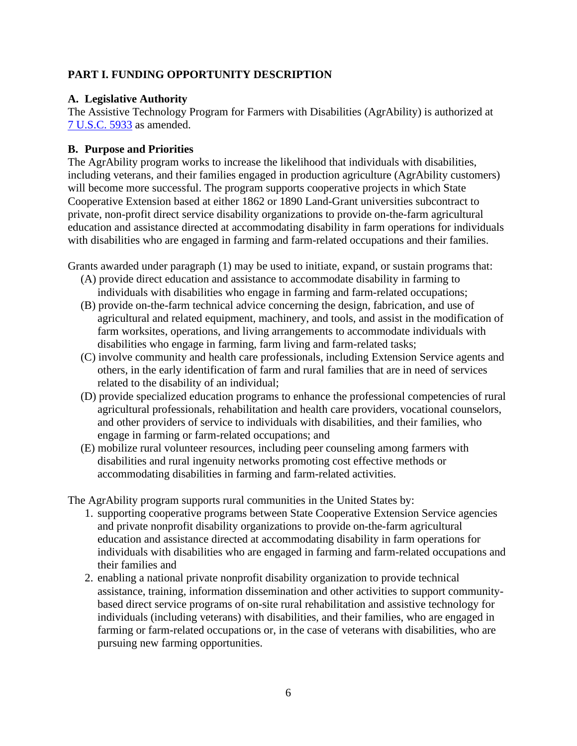## PART I. FUNDING OPPORTUNITY DESCRIPTION

### A. Legislative Authority

The Assistive Technology Program for Farmers with Disabilities (AgrAbility) is authorized at [7 U.S.C. 5933](7 U.S.C. 5933) as amended.

### B. Purpose and Priorities

The AgrAbility program works to increase the likelihood that individuals with disabilities, including veterans, and their families engaged in production agriculture (AgrAbility customers) will become more successful. The program supports cooperative projects in which State Cooperative Extension based at either 1862 or 1890 Land-Grant universities subcontract to private, non-profit direct service disability organizations to provide on-the-farm agricultural education and assistance directed at accommodating disability in farm operations for individuals with disabilities who are engaged in farming and farm-related occupations and their families.

Grants awarded under paragraph (1) may be used to initiate, expand, or sustain programs that:

- (A) provide direct education and assistance to accommodate disability in farming to individuals with disabilities who engage in farming and farm-related occupations;
- (B) provide on-the-farm technical advice concerning the design, fabrication, and use of agricultural and related equipment, machinery, and tools, and assist in the modification of farm worksites, operations, and living arrangements to accommodate individuals with disabilities who engage in farming, farm living and farm-related tasks;
- (C) involve community and health care professionals, including Extension Service agents and others, in the early identification of farm and rural families that are in need of services related to the disability of an individual;
- (D) provide specialized education programs to enhance the professional competencies of rural agricultural professionals, rehabilitation and health care providers, vocational counselors, and other providers of service to individuals with disabilities, and their families, who engage in farming or farm-related occupations; and
- (E) mobilize rural volunteer resources, including peer counseling among farmers with disabilities and rural ingenuity networks promoting cost effective methods or accommodating disabilities in farming and farm-related activities.

The AgrAbility program supports rural communities in the United States by:

1. supporting cooperative programs between State Cooperative Extension Service agencies and private nonprofit disability organizations to provide on-the-farm agricultural education and assistance directed at accommodating disability in farm operations for individuals with disabilities who are engaged in farming and farm-related occupations and their families and
2. enabling a national private nonprofit disability organization to provide technical assistance, training, information dissemination and other activities to support community-based direct service programs of on-site rural rehabilitation and assistive technology for individuals (including veterans) with disabilities, and their families, who are engaged in farming or farm-related occupations or, in the case of veterans with disabilities, who are pursuing new farming opportunities.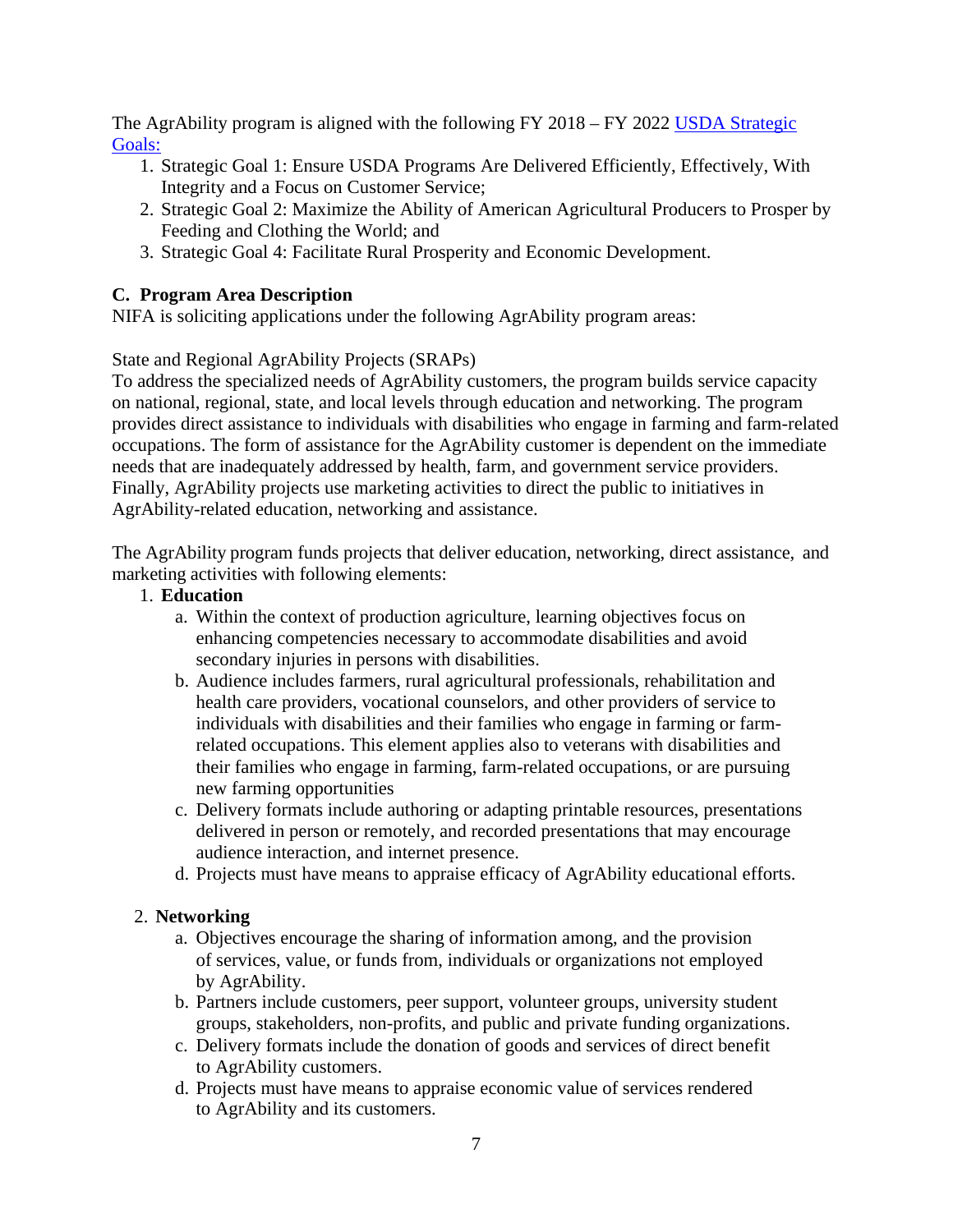The AgrAbility program is aligned with the following FY 2018 – FY 2022 [USDA Strategic Goals:](#)

1. Strategic Goal 1: Ensure USDA Programs Are Delivered Efficiently, Effectively, With Integrity and a Focus on Customer Service;
2. Strategic Goal 2: Maximize the Ability of American Agricultural Producers to Prosper by Feeding and Clothing the World; and
3. Strategic Goal 4: Facilitate Rural Prosperity and Economic Development.

### C. Program Area Description

NIFA is soliciting applications under the following AgrAbility program areas:

State and Regional AgrAbility Projects (SRAPs)

To address the specialized needs of AgrAbility customers, the program builds service capacity on national, regional, state, and local levels through education and networking. The program provides direct assistance to individuals with disabilities who engage in farming and farm-related occupations. The form of assistance for the AgrAbility customer is dependent on the immediate needs that are inadequately addressed by health, farm, and government service providers. Finally, AgrAbility projects use marketing activities to direct the public to initiatives in AgrAbility-related education, networking and assistance.

The AgrAbility program funds projects that deliver education, networking, direct assistance, and marketing activities with following elements:

1. **Education**
   a. Within the context of production agriculture, learning objectives focus on enhancing competencies necessary to accommodate disabilities and avoid secondary injuries in persons with disabilities.
   b. Audience includes farmers, rural agricultural professionals, rehabilitation and health care providers, vocational counselors, and other providers of service to individuals with disabilities and their families who engage in farming or farm-related occupations. This element applies also to veterans with disabilities and their families who engage in farming, farm-related occupations, or are pursuing new farming opportunities
   c. Delivery formats include authoring or adapting printable resources, presentations delivered in person or remotely, and recorded presentations that may encourage audience interaction, and internet presence.
   d. Projects must have means to appraise efficacy of AgrAbility educational efforts.

2. **Networking**
   a. Objectives encourage the sharing of information among, and the provision of services, value, or funds from, individuals or organizations not employed by AgrAbility.
   b. Partners include customers, peer support, volunteer groups, university student groups, stakeholders, non-profits, and public and private funding organizations.
   c. Delivery formats include the donation of goods and services of direct benefit to AgrAbility customers.
   d. Projects must have means to appraise economic value of services rendered to AgrAbility and its customers.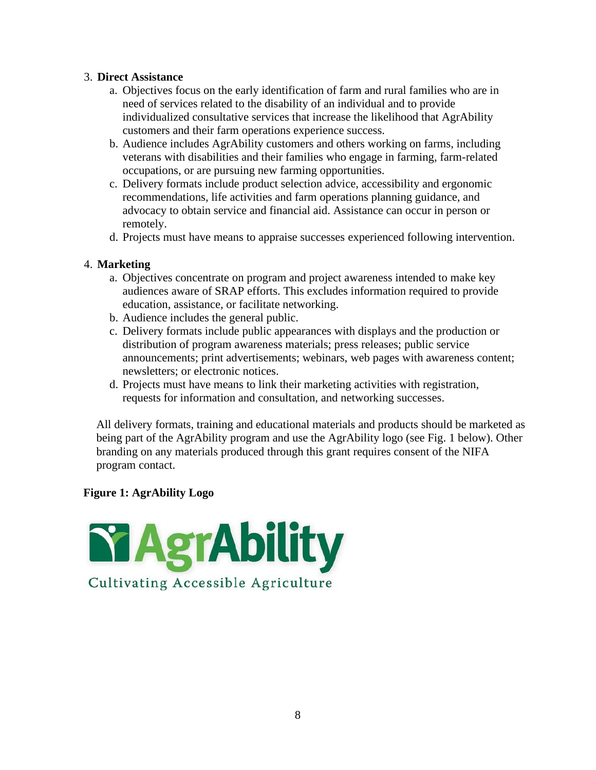3. **Direct Assistance**
   a. Objectives focus on the early identification of farm and rural families who are in need of services related to the disability of an individual and to provide individualized consultative services that increase the likelihood that AgrAbility customers and their farm operations experience success.
   b. Audience includes AgrAbility customers and others working on farms, including veterans with disabilities and their families who engage in farming, farm-related occupations, or are pursuing new farming opportunities.
   c. Delivery formats include product selection advice, accessibility and ergonomic recommendations, life activities and farm operations planning guidance, and advocacy to obtain service and financial aid. Assistance can occur in person or remotely.
   d. Projects must have means to appraise successes experienced following intervention.

4. **Marketing**
   a. Objectives concentrate on program and project awareness intended to make key audiences aware of SRAP efforts. This excludes information required to provide education, assistance, or facilitate networking.
   b. Audience includes the general public.
   c. Delivery formats include public appearances with displays and the production or distribution of program awareness materials; press releases; public service announcements; print advertisements; webinars, web pages with awareness content; newsletters; or electronic notices.
   d. Projects must have means to link their marketing activities with registration, requests for information and consultation, and networking successes.

All delivery formats, training and educational materials and products should be marketed as being part of the AgrAbility program and use the AgrAbility logo (see Fig. 1 below). Other branding on any materials produced through this grant requires consent of the NIFA program contact.

**Figure 1: AgrAbility Logo**

AgrAbility

Cultivating Accessible Agriculture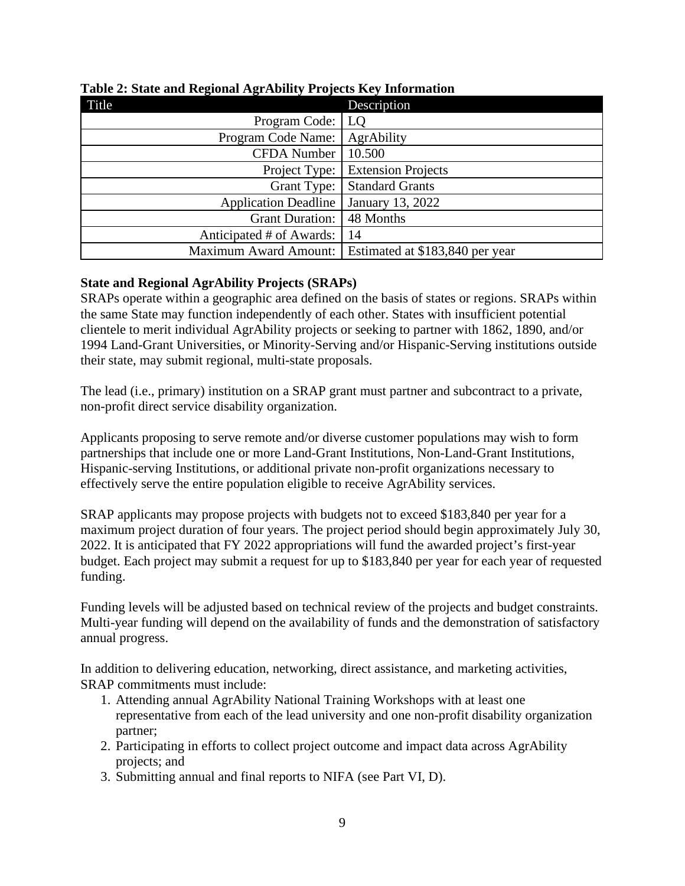**Table 2: State and Regional AgrAbility Projects Key Information**

| Title | Description |
| --- | --- |
| Program Code: | LQ |
| Program Code Name: | AgrAbility |
| CFDA Number | 10.500 |
| Project Type: | Extension Projects |
| Grant Type: | Standard Grants |
| Application Deadline | January 13, 2022 |
| Grant Duration: | 48 Months |
| Anticipated # of Awards: | 14 |
| Maximum Award Amount: | Estimated at $183,840 per year |

**State and Regional AgrAbility Projects (SRAPs)**

SRAPs operate within a geographic area defined on the basis of states or regions. SRAPs within the same State may function independently of each other. States with insufficient potential clientele to merit individual AgrAbility projects or seeking to partner with 1862, 1890, and/or 1994 Land-Grant Universities, or Minority-Serving and/or Hispanic-Serving institutions outside their state, may submit regional, multi-state proposals.

The lead (i.e., primary) institution on a SRAP grant must partner and subcontract to a private, non-profit direct service disability organization.

Applicants proposing to serve remote and/or diverse customer populations may wish to form partnerships that include one or more Land-Grant Institutions, Non-Land-Grant Institutions, Hispanic-serving Institutions, or additional private non-profit organizations necessary to effectively serve the entire population eligible to receive AgrAbility services.

SRAP applicants may propose projects with budgets not to exceed $183,840 per year for a maximum project duration of four years. The project period should begin approximately July 30, 2022. It is anticipated that FY 2022 appropriations will fund the awarded project's first-year budget. Each project may submit a request for up to $183,840 per year for each year of requested funding.

Funding levels will be adjusted based on technical review of the projects and budget constraints. Multi-year funding will depend on the availability of funds and the demonstration of satisfactory annual progress.

In addition to delivering education, networking, direct assistance, and marketing activities, SRAP commitments must include:

1. Attending annual AgrAbility National Training Workshops with at least one representative from each of the lead university and one non-profit disability organization partner;
2. Participating in efforts to collect project outcome and impact data across AgrAbility projects; and
3. Submitting annual and final reports to NIFA (see Part VI, D).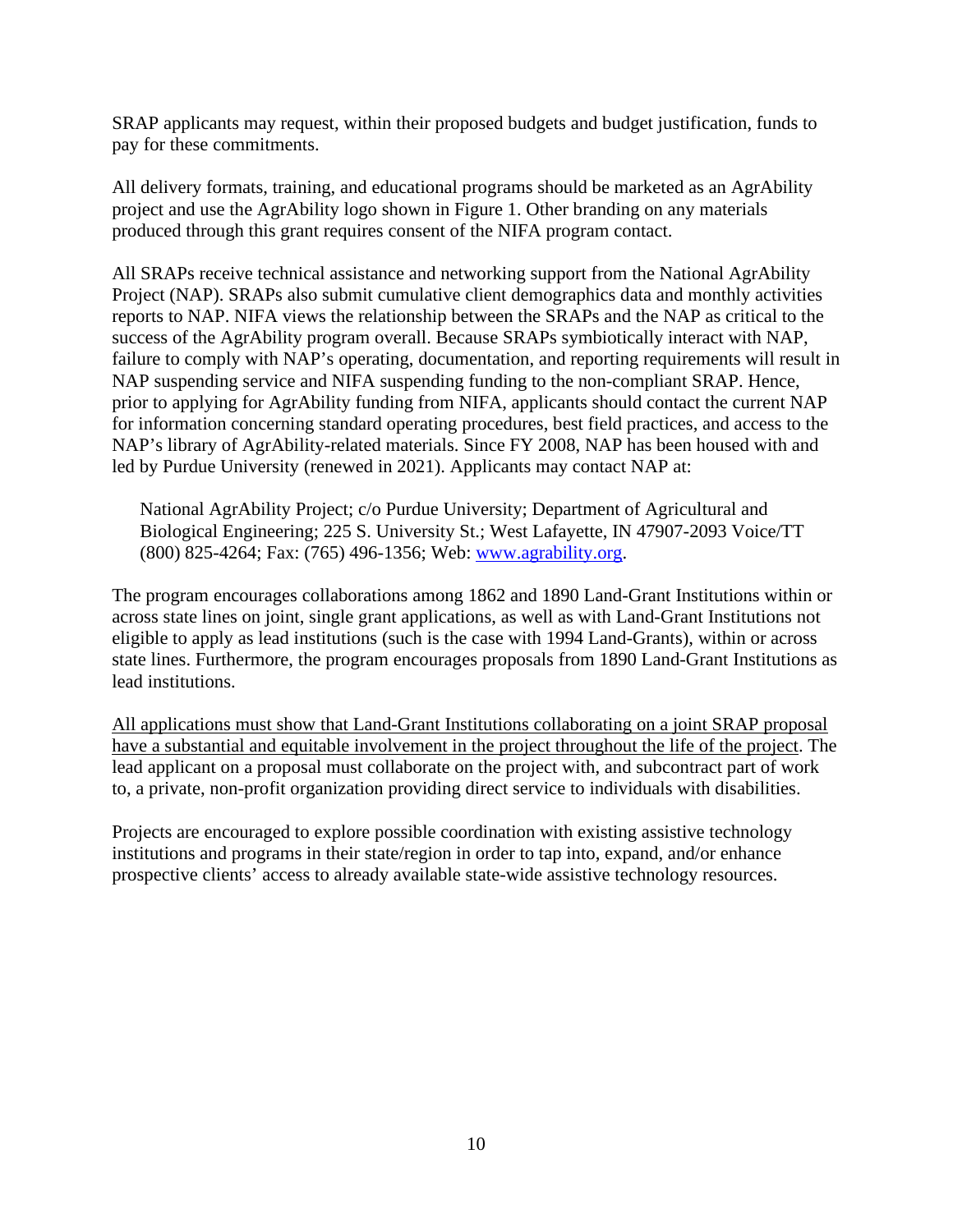SRAP applicants may request, within their proposed budgets and budget justification, funds to pay for these commitments.

All delivery formats, training, and educational programs should be marketed as an AgrAbility project and use the AgrAbility logo shown in Figure 1. Other branding on any materials produced through this grant requires consent of the NIFA program contact.

All SRAPs receive technical assistance and networking support from the National AgrAbility Project (NAP). SRAPs also submit cumulative client demographics data and monthly activities reports to NAP. NIFA views the relationship between the SRAPs and the NAP as critical to the success of the AgrAbility program overall. Because SRAPs symbiotically interact with NAP, failure to comply with NAP's operating, documentation, and reporting requirements will result in NAP suspending service and NIFA suspending funding to the non-compliant SRAP. Hence, prior to applying for AgrAbility funding from NIFA, applicants should contact the current NAP for information concerning standard operating procedures, best field practices, and access to the NAP's library of AgrAbility-related materials. Since FY 2008, NAP has been housed with and led by Purdue University (renewed in 2021). Applicants may contact NAP at:

> National AgrAbility Project; c/o Purdue University; Department of Agricultural and Biological Engineering; 225 S. University St.; West Lafayette, IN 47907-2093 Voice/TT (800) 825-4264; Fax: (765) 496-1356; Web: [www.agrability.org](www.agrability.org).

The program encourages collaborations among 1862 and 1890 Land-Grant Institutions within or across state lines on joint, single grant applications, as well as with Land-Grant Institutions not eligible to apply as lead institutions (such is the case with 1994 Land-Grants), within or across state lines. Furthermore, the program encourages proposals from 1890 Land-Grant Institutions as lead institutions.

<u>All applications must show that Land-Grant Institutions collaborating on a joint SRAP proposal have a substantial and equitable involvement in the project throughout the life of the project</u>. The lead applicant on a proposal must collaborate on the project with, and subcontract part of work to, a private, non-profit organization providing direct service to individuals with disabilities.

Projects are encouraged to explore possible coordination with existing assistive technology institutions and programs in their state/region in order to tap into, expand, and/or enhance prospective clients' access to already available state-wide assistive technology resources.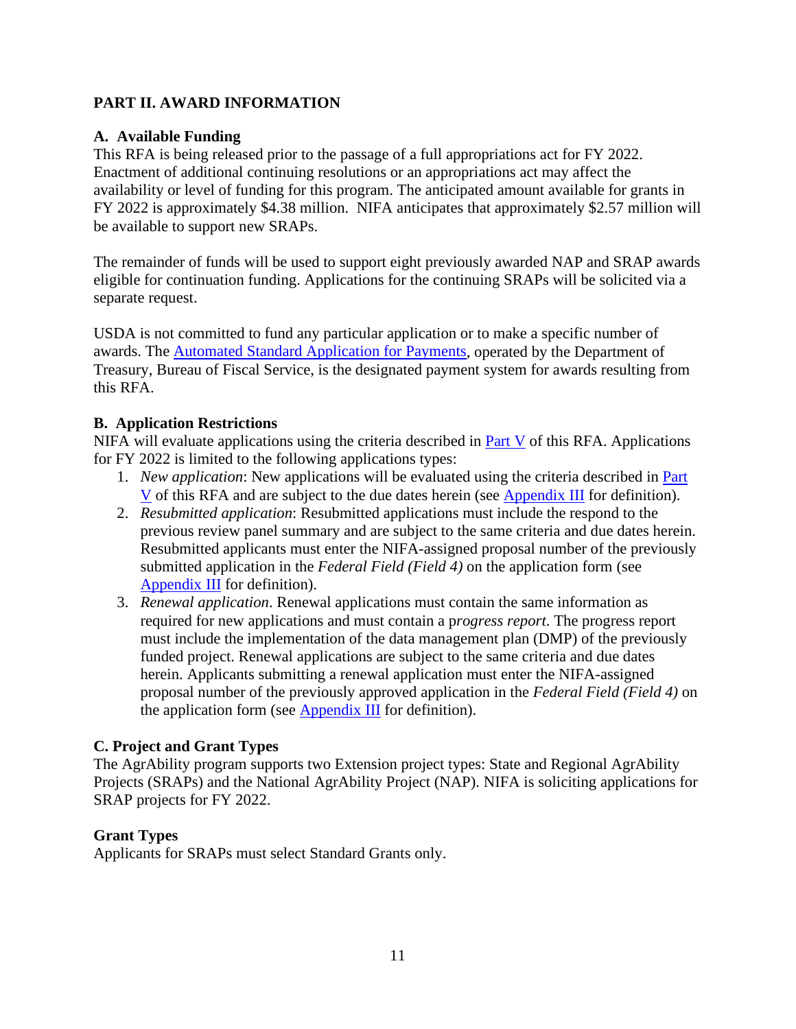## PART II. AWARD INFORMATION

### A. Available Funding

This RFA is being released prior to the passage of a full appropriations act for FY 2022. Enactment of additional continuing resolutions or an appropriations act may affect the availability or level of funding for this program. The anticipated amount available for grants in FY 2022 is approximately $4.38 million. NIFA anticipates that approximately $2.57 million will be available to support new SRAPs.

The remainder of funds will be used to support eight previously awarded NAP and SRAP awards eligible for continuation funding. Applications for the continuing SRAPs will be solicited via a separate request.

USDA is not committed to fund any particular application or to make a specific number of awards. The [Automated Standard Application for Payments](), operated by the Department of Treasury, Bureau of Fiscal Service, is the designated payment system for awards resulting from this RFA.

### B. Application Restrictions

NIFA will evaluate applications using the criteria described in [Part V]() of this RFA. Applications for FY 2022 is limited to the following applications types:

1. *New application*: New applications will be evaluated using the criteria described in [Part V]() of this RFA and are subject to the due dates herein (see [Appendix III]() for definition).
2. *Resubmitted application*: Resubmitted applications must include the respond to the previous review panel summary and are subject to the same criteria and due dates herein. Resubmitted applicants must enter the NIFA-assigned proposal number of the previously submitted application in the *Federal Field (Field 4)* on the application form (see [Appendix III]() for definition).
3. *Renewal application*. Renewal applications must contain the same information as required for new applications and must contain a p*rogress report*. The progress report must include the implementation of the data management plan (DMP) of the previously funded project. Renewal applications are subject to the same criteria and due dates herein. Applicants submitting a renewal application must enter the NIFA-assigned proposal number of the previously approved application in the *Federal Field (Field 4)* on the application form (see [Appendix III]() for definition).

### C. Project and Grant Types

The AgrAbility program supports two Extension project types: State and Regional AgrAbility Projects (SRAPs) and the National AgrAbility Project (NAP). NIFA is soliciting applications for SRAP projects for FY 2022.

**Grant Types**

Applicants for SRAPs must select Standard Grants only.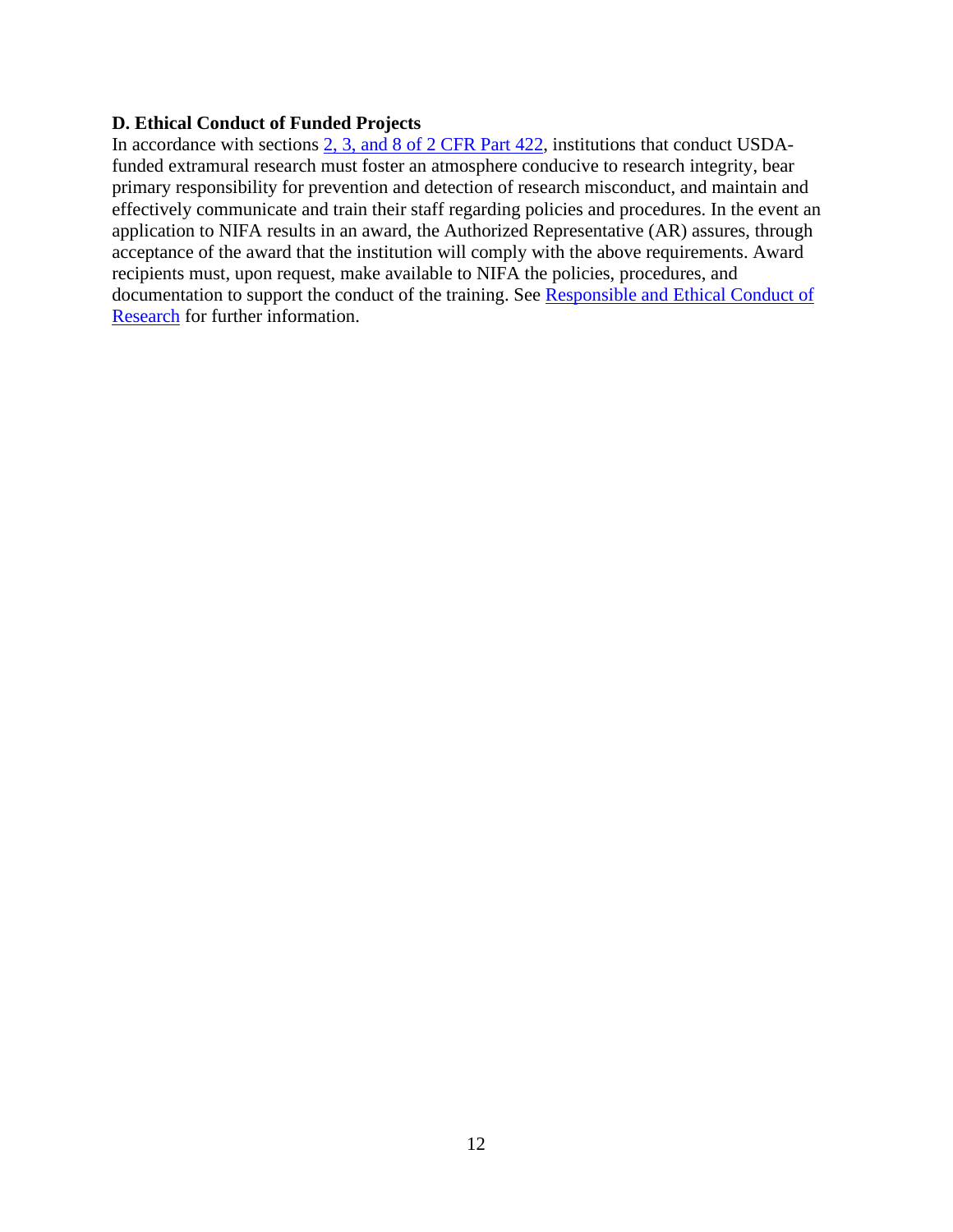### D. Ethical Conduct of Funded Projects

In accordance with sections 2, 3, and 8 of 2 CFR Part 422, institutions that conduct USDA-funded extramural research must foster an atmosphere conducive to research integrity, bear primary responsibility for prevention and detection of research misconduct, and maintain and effectively communicate and train their staff regarding policies and procedures. In the event an application to NIFA results in an award, the Authorized Representative (AR) assures, through acceptance of the award that the institution will comply with the above requirements. Award recipients must, upon request, make available to NIFA the policies, procedures, and documentation to support the conduct of the training. See Responsible and Ethical Conduct of Research for further information.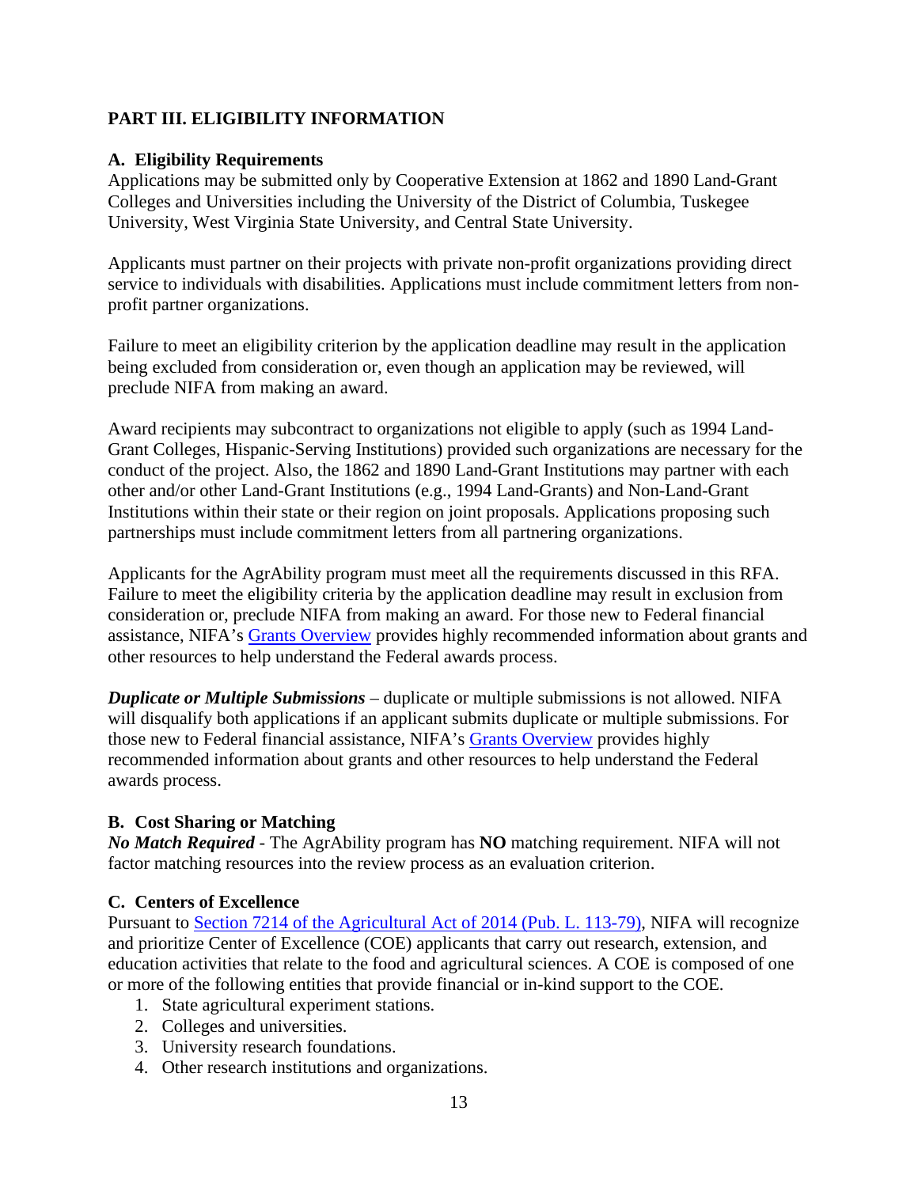## PART III. ELIGIBILITY INFORMATION

### A. Eligibility Requirements

Applications may be submitted only by Cooperative Extension at 1862 and 1890 Land-Grant Colleges and Universities including the University of the District of Columbia, Tuskegee University, West Virginia State University, and Central State University.

Applicants must partner on their projects with private non-profit organizations providing direct service to individuals with disabilities. Applications must include commitment letters from non-profit partner organizations.

Failure to meet an eligibility criterion by the application deadline may result in the application being excluded from consideration or, even though an application may be reviewed, will preclude NIFA from making an award.

Award recipients may subcontract to organizations not eligible to apply (such as 1994 Land-Grant Colleges, Hispanic-Serving Institutions) provided such organizations are necessary for the conduct of the project. Also, the 1862 and 1890 Land-Grant Institutions may partner with each other and/or other Land-Grant Institutions (e.g., 1994 Land-Grants) and Non-Land-Grant Institutions within their state or their region on joint proposals. Applications proposing such partnerships must include commitment letters from all partnering organizations.

Applicants for the AgrAbility program must meet all the requirements discussed in this RFA. Failure to meet the eligibility criteria by the application deadline may result in exclusion from consideration or, preclude NIFA from making an award. For those new to Federal financial assistance, NIFA's [Grants Overview](Grants Overview) provides highly recommended information about grants and other resources to help understand the Federal awards process.

***Duplicate or Multiple Submissions*** – duplicate or multiple submissions is not allowed. NIFA will disqualify both applications if an applicant submits duplicate or multiple submissions. For those new to Federal financial assistance, NIFA's [Grants Overview](Grants Overview) provides highly recommended information about grants and other resources to help understand the Federal awards process.

### B. Cost Sharing or Matching

***No Match Required*** - The AgrAbility program has **NO** matching requirement. NIFA will not factor matching resources into the review process as an evaluation criterion.

### C. Centers of Excellence

Pursuant to [Section 7214 of the Agricultural Act of 2014 (Pub. L. 113-79)](Section 7214 of the Agricultural Act of 2014 (Pub. L. 113-79)), NIFA will recognize and prioritize Center of Excellence (COE) applicants that carry out research, extension, and education activities that relate to the food and agricultural sciences. A COE is composed of one or more of the following entities that provide financial or in-kind support to the COE.

1. State agricultural experiment stations.
2. Colleges and universities.
3. University research foundations.
4. Other research institutions and organizations.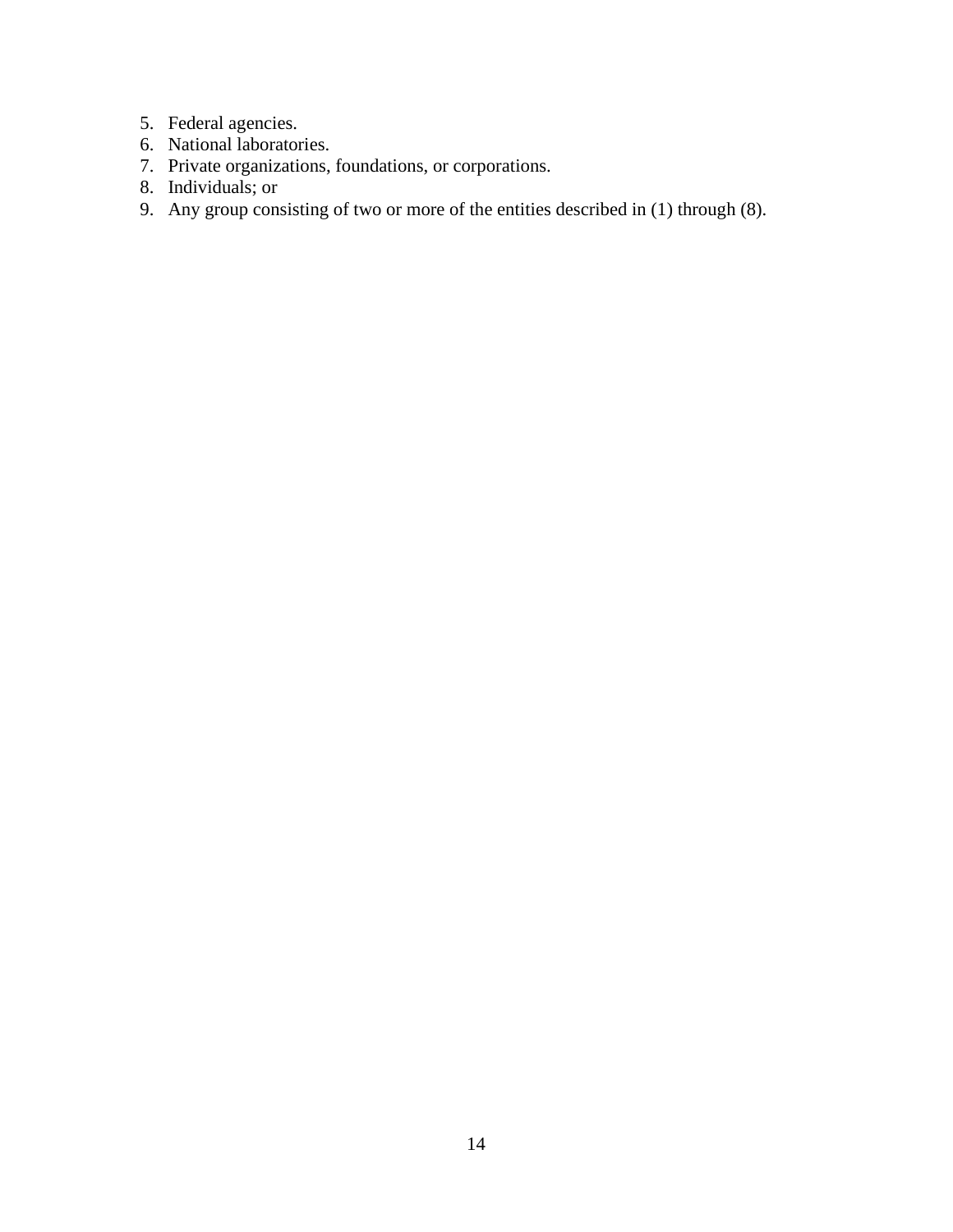5. Federal agencies.
6. National laboratories.
7. Private organizations, foundations, or corporations.
8. Individuals; or
9. Any group consisting of two or more of the entities described in (1) through (8).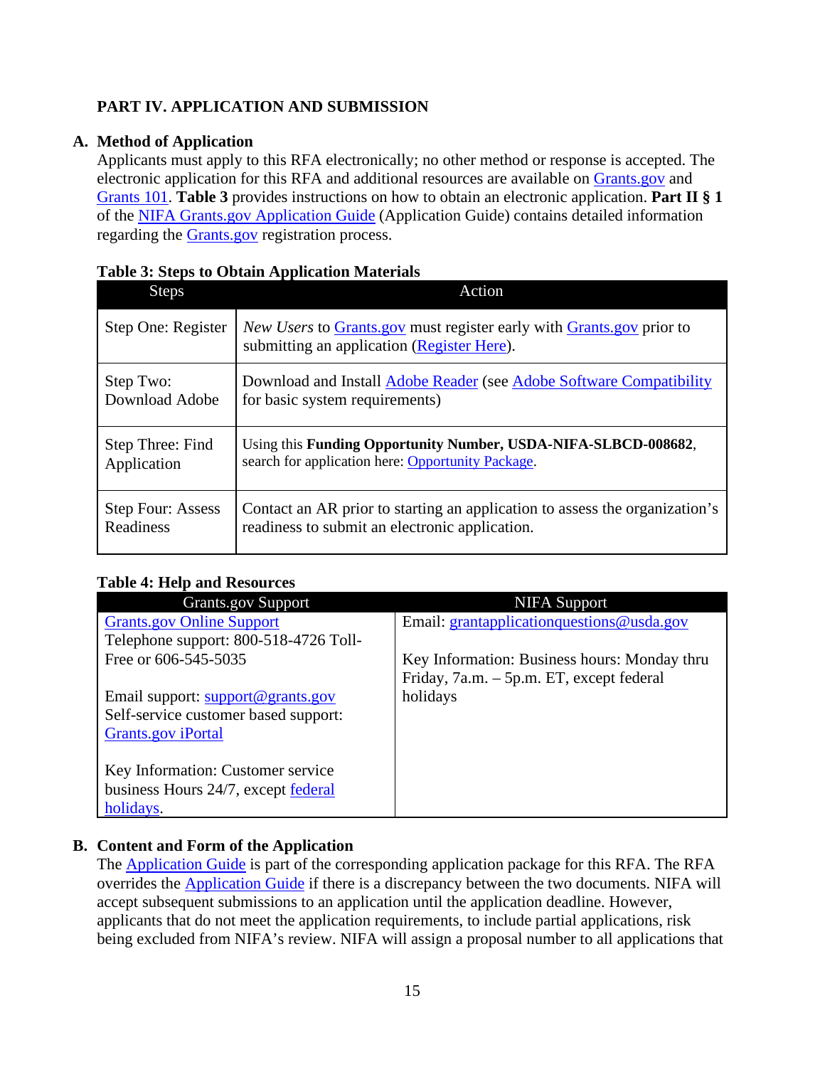## PART IV. APPLICATION AND SUBMISSION

### A. Method of Application

Applicants must apply to this RFA electronically; no other method or response is accepted. The electronic application for this RFA and additional resources are available on Grants.gov and Grants 101. **Table 3** provides instructions on how to obtain an electronic application. **Part II § 1** of the NIFA Grants.gov Application Guide (Application Guide) contains detailed information regarding the Grants.gov registration process.

**Table 3: Steps to Obtain Application Materials**

| Steps | Action |
|---|---|
| Step One: Register | *New Users* to Grants.gov must register early with Grants.gov prior to submitting an application (Register Here). |
| Step Two: Download Adobe | Download and Install Adobe Reader (see Adobe Software Compatibility for basic system requirements) |
| Step Three: Find Application | Using this **Funding Opportunity Number, USDA-NIFA-SLBCD-008682**, search for application here: Opportunity Package. |
| Step Four: Assess Readiness | Contact an AR prior to starting an application to assess the organization's readiness to submit an electronic application. |

**Table 4: Help and Resources**

| Grants.gov Support | NIFA Support |
|---|---|
| Grants.gov Online Support<br>Telephone support: 800-518-4726 Toll-Free or 606-545-5035<br><br>Email support: support@grants.gov<br>Self-service customer based support: Grants.gov iPortal<br><br>Key Information: Customer service business Hours 24/7, except federal holidays. | Email: grantapplicationquestions@usda.gov<br><br>Key Information: Business hours: Monday thru Friday, 7a.m. – 5p.m. ET, except federal holidays |

### B. Content and Form of the Application

The Application Guide is part of the corresponding application package for this RFA. The RFA overrides the Application Guide if there is a discrepancy between the two documents. NIFA will accept subsequent submissions to an application until the application deadline. However, applicants that do not meet the application requirements, to include partial applications, risk being excluded from NIFA's review. NIFA will assign a proposal number to all applications that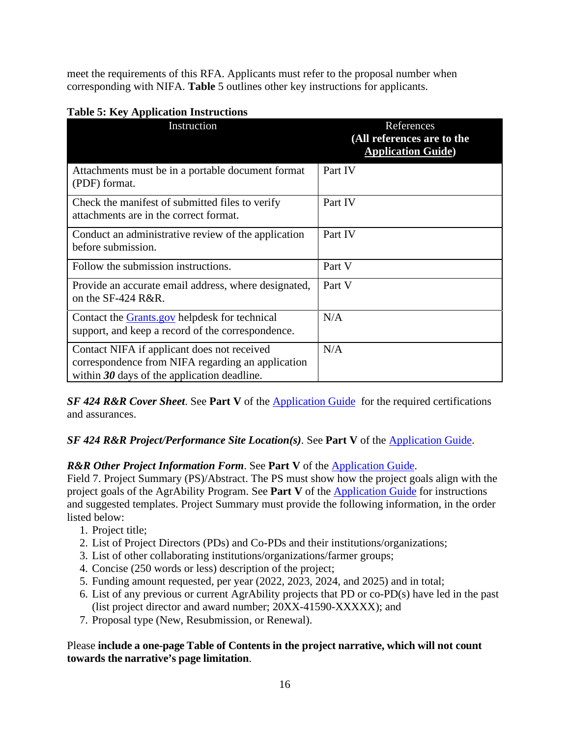meet the requirements of this RFA. Applicants must refer to the proposal number when corresponding with NIFA. **Table** 5 outlines other key instructions for applicants.

**Table 5: Key Application Instructions**

| Instruction | References **(All references are to the Application Guide)** |
|---|---|
| Attachments must be in a portable document format (PDF) format. | Part IV |
| Check the manifest of submitted files to verify attachments are in the correct format. | Part IV |
| Conduct an administrative review of the application before submission. | Part IV |
| Follow the submission instructions. | Part V |
| Provide an accurate email address, where designated, on the SF-424 R&R. | Part V |
| Contact the Grants.gov helpdesk for technical support, and keep a record of the correspondence. | N/A |
| Contact NIFA if applicant does not received correspondence from NIFA regarding an application within ***30*** days of the application deadline. | N/A |

***SF 424 R&R Cover Sheet***. See **Part V** of the Application Guide for the required certifications and assurances.

***SF 424 R&R Project/Performance Site Location(s)***. See **Part V** of the Application Guide.

***R&R Other Project Information Form***. See **Part V** of the Application Guide.
Field 7. Project Summary (PS)/Abstract. The PS must show how the project goals align with the project goals of the AgrAbility Program. See **Part V** of the Application Guide for instructions and suggested templates. Project Summary must provide the following information, in the order listed below:

1. Project title;
2. List of Project Directors (PDs) and Co-PDs and their institutions/organizations;
3. List of other collaborating institutions/organizations/farmer groups;
4. Concise (250 words or less) description of the project;
5. Funding amount requested, per year (2022, 2023, 2024, and 2025) and in total;
6. List of any previous or current AgrAbility projects that PD or co-PD(s) have led in the past (list project director and award number; 20XX-41590-XXXXX); and
7. Proposal type (New, Resubmission, or Renewal).

Please **include a one-page Table of Contents in the project narrative, which will not count towards the narrative's page limitation**.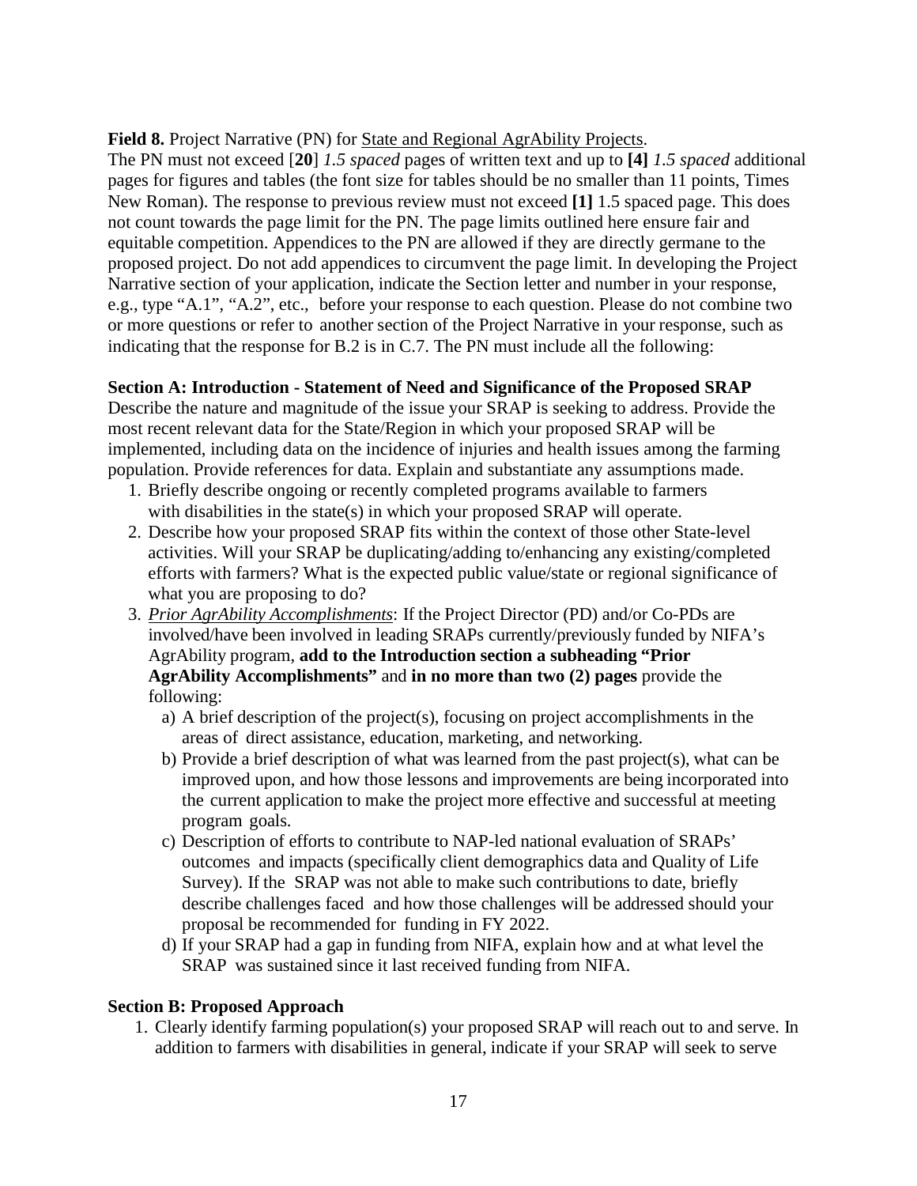**Field 8.** Project Narrative (PN) for State and Regional AgrAbility Projects.

The PN must not exceed [**20**] *1.5 spaced* pages of written text and up to **[4]** *1.5 spaced* additional pages for figures and tables (the font size for tables should be no smaller than 11 points, Times New Roman). The response to previous review must not exceed **[1]** 1.5 spaced page. This does not count towards the page limit for the PN. The page limits outlined here ensure fair and equitable competition. Appendices to the PN are allowed if they are directly germane to the proposed project. Do not add appendices to circumvent the page limit. In developing the Project Narrative section of your application, indicate the Section letter and number in your response, e.g., type "A.1", "A.2", etc., before your response to each question. Please do not combine two or more questions or refer to another section of the Project Narrative in your response, such as indicating that the response for B.2 is in C.7. The PN must include all the following:

**Section A: Introduction - Statement of Need and Significance of the Proposed SRAP**

Describe the nature and magnitude of the issue your SRAP is seeking to address. Provide the most recent relevant data for the State/Region in which your proposed SRAP will be implemented, including data on the incidence of injuries and health issues among the farming population. Provide references for data. Explain and substantiate any assumptions made.

1. Briefly describe ongoing or recently completed programs available to farmers with disabilities in the state(s) in which your proposed SRAP will operate.
2. Describe how your proposed SRAP fits within the context of those other State-level activities. Will your SRAP be duplicating/adding to/enhancing any existing/completed efforts with farmers? What is the expected public value/state or regional significance of what you are proposing to do?
3. *Prior AgrAbility Accomplishments*: If the Project Director (PD) and/or Co-PDs are involved/have been involved in leading SRAPs currently/previously funded by NIFA's AgrAbility program, **add to the Introduction section a subheading "Prior AgrAbility Accomplishments"** and **in no more than two (2) pages** provide the following:
   a) A brief description of the project(s), focusing on project accomplishments in the areas of direct assistance, education, marketing, and networking.
   b) Provide a brief description of what was learned from the past project(s), what can be improved upon, and how those lessons and improvements are being incorporated into the current application to make the project more effective and successful at meeting program goals.
   c) Description of efforts to contribute to NAP-led national evaluation of SRAPs' outcomes and impacts (specifically client demographics data and Quality of Life Survey). If the SRAP was not able to make such contributions to date, briefly describe challenges faced and how those challenges will be addressed should your proposal be recommended for funding in FY 2022.
   d) If your SRAP had a gap in funding from NIFA, explain how and at what level the SRAP was sustained since it last received funding from NIFA.

**Section B: Proposed Approach**

1. Clearly identify farming population(s) your proposed SRAP will reach out to and serve. In addition to farmers with disabilities in general, indicate if your SRAP will seek to serve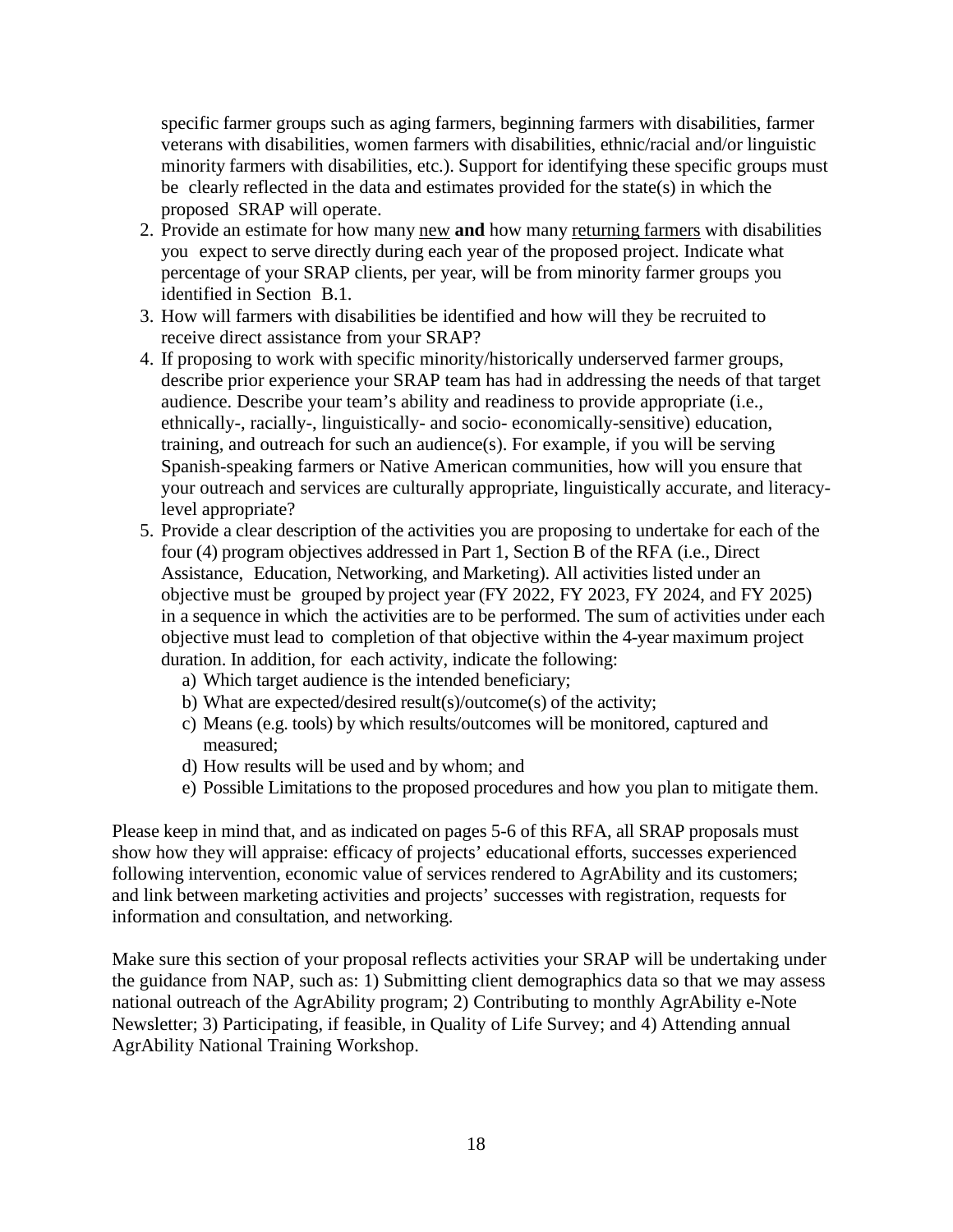specific farmer groups such as aging farmers, beginning farmers with disabilities, farmer veterans with disabilities, women farmers with disabilities, ethnic/racial and/or linguistic minority farmers with disabilities, etc.). Support for identifying these specific groups must be clearly reflected in the data and estimates provided for the state(s) in which the proposed SRAP will operate.

2. Provide an estimate for how many <u>new</u> **and** how many <u>returning farmers</u> with disabilities you expect to serve directly during each year of the proposed project. Indicate what percentage of your SRAP clients, per year, will be from minority farmer groups you identified in Section B.1.
3. How will farmers with disabilities be identified and how will they be recruited to receive direct assistance from your SRAP?
4. If proposing to work with specific minority/historically underserved farmer groups, describe prior experience your SRAP team has had in addressing the needs of that target audience. Describe your team's ability and readiness to provide appropriate (i.e., ethnically-, racially-, linguistically- and socio- economically-sensitive) education, training, and outreach for such an audience(s). For example, if you will be serving Spanish-speaking farmers or Native American communities, how will you ensure that your outreach and services are culturally appropriate, linguistically accurate, and literacy-level appropriate?
5. Provide a clear description of the activities you are proposing to undertake for each of the four (4) program objectives addressed in Part 1, Section B of the RFA (i.e., Direct Assistance, Education, Networking, and Marketing). All activities listed under an objective must be grouped by project year (FY 2022, FY 2023, FY 2024, and FY 2025) in a sequence in which the activities are to be performed. The sum of activities under each objective must lead to completion of that objective within the 4-year maximum project duration. In addition, for each activity, indicate the following:
   a) Which target audience is the intended beneficiary;
   b) What are expected/desired result(s)/outcome(s) of the activity;
   c) Means (e.g. tools) by which results/outcomes will be monitored, captured and measured;
   d) How results will be used and by whom; and
   e) Possible Limitations to the proposed procedures and how you plan to mitigate them.

Please keep in mind that, and as indicated on pages 5-6 of this RFA, all SRAP proposals must show how they will appraise: efficacy of projects' educational efforts, successes experienced following intervention, economic value of services rendered to AgrAbility and its customers; and link between marketing activities and projects' successes with registration, requests for information and consultation, and networking.

Make sure this section of your proposal reflects activities your SRAP will be undertaking under the guidance from NAP, such as: 1) Submitting client demographics data so that we may assess national outreach of the AgrAbility program; 2) Contributing to monthly AgrAbility e-Note Newsletter; 3) Participating, if feasible, in Quality of Life Survey; and 4) Attending annual AgrAbility National Training Workshop.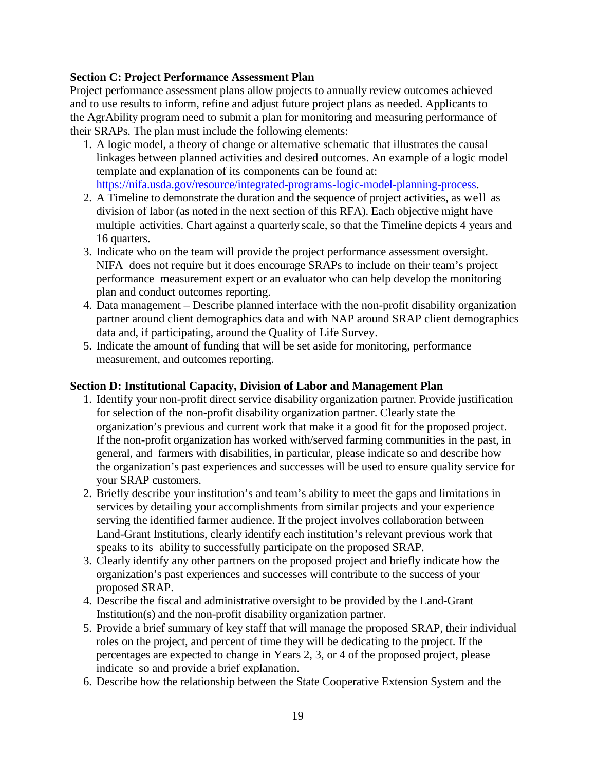**Section C: Project Performance Assessment Plan**

Project performance assessment plans allow projects to annually review outcomes achieved and to use results to inform, refine and adjust future project plans as needed. Applicants to the AgrAbility program need to submit a plan for monitoring and measuring performance of their SRAPs. The plan must include the following elements:

1. A logic model, a theory of change or alternative schematic that illustrates the causal linkages between planned activities and desired outcomes. An example of a logic model template and explanation of its components can be found at: [https://nifa.usda.gov/resource/integrated-programs-logic-model-planning-process](https://nifa.usda.gov/resource/integrated-programs-logic-model-planning-process).
2. A Timeline to demonstrate the duration and the sequence of project activities, as well as division of labor (as noted in the next section of this RFA). Each objective might have multiple activities. Chart against a quarterly scale, so that the Timeline depicts 4 years and 16 quarters.
3. Indicate who on the team will provide the project performance assessment oversight. NIFA does not require but it does encourage SRAPs to include on their team's project performance measurement expert or an evaluator who can help develop the monitoring plan and conduct outcomes reporting.
4. Data management – Describe planned interface with the non-profit disability organization partner around client demographics data and with NAP around SRAP client demographics data and, if participating, around the Quality of Life Survey.
5. Indicate the amount of funding that will be set aside for monitoring, performance measurement, and outcomes reporting.

**Section D: Institutional Capacity, Division of Labor and Management Plan**

1. Identify your non-profit direct service disability organization partner. Provide justification for selection of the non-profit disability organization partner. Clearly state the organization's previous and current work that make it a good fit for the proposed project. If the non-profit organization has worked with/served farming communities in the past, in general, and farmers with disabilities, in particular, please indicate so and describe how the organization's past experiences and successes will be used to ensure quality service for your SRAP customers.
2. Briefly describe your institution's and team's ability to meet the gaps and limitations in services by detailing your accomplishments from similar projects and your experience serving the identified farmer audience. If the project involves collaboration between Land-Grant Institutions, clearly identify each institution's relevant previous work that speaks to its ability to successfully participate on the proposed SRAP.
3. Clearly identify any other partners on the proposed project and briefly indicate how the organization's past experiences and successes will contribute to the success of your proposed SRAP.
4. Describe the fiscal and administrative oversight to be provided by the Land-Grant Institution(s) and the non-profit disability organization partner.
5. Provide a brief summary of key staff that will manage the proposed SRAP, their individual roles on the project, and percent of time they will be dedicating to the project. If the percentages are expected to change in Years 2, 3, or 4 of the proposed project, please indicate so and provide a brief explanation.
6. Describe how the relationship between the State Cooperative Extension System and the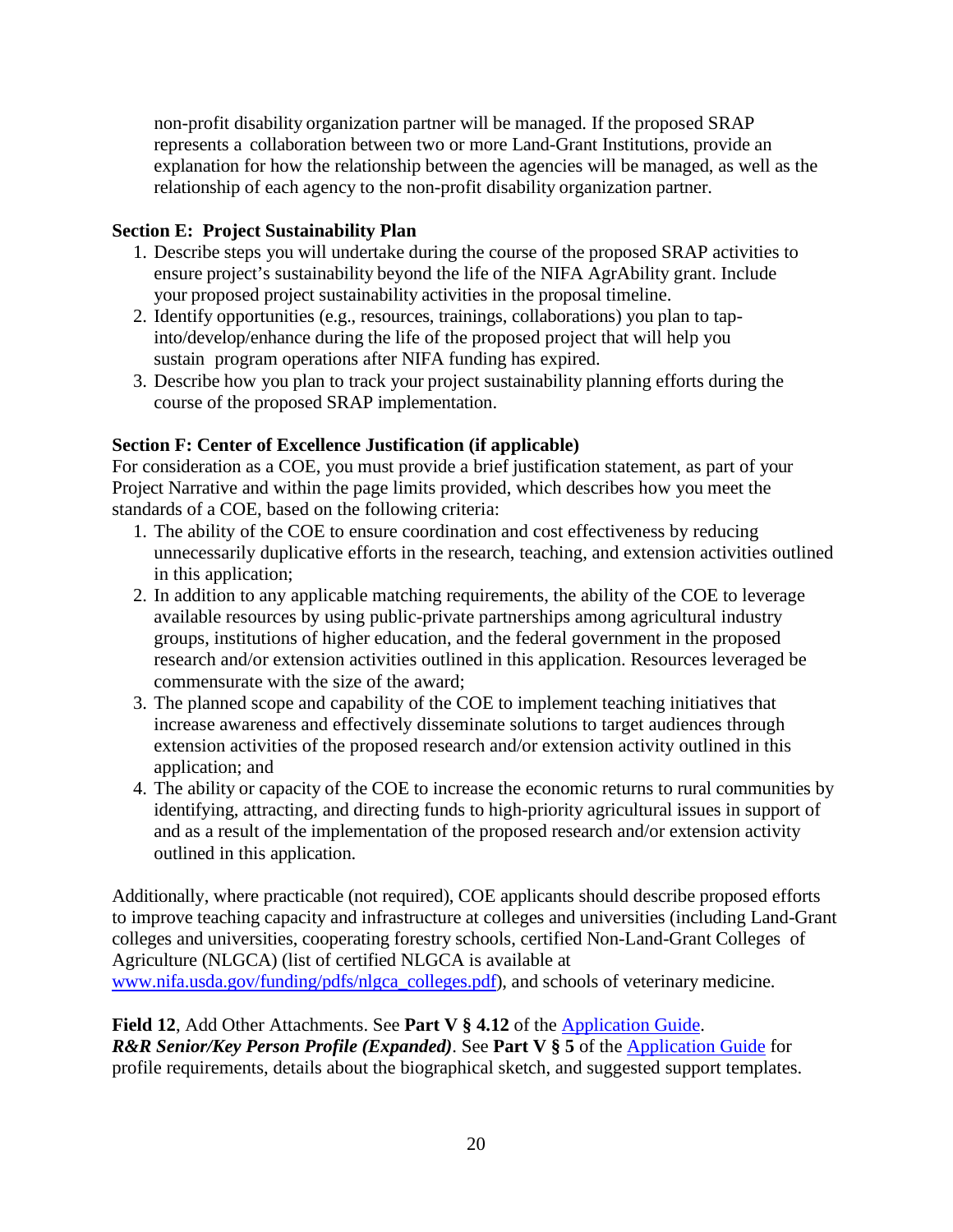non-profit disability organization partner will be managed. If the proposed SRAP represents a collaboration between two or more Land-Grant Institutions, provide an explanation for how the relationship between the agencies will be managed, as well as the relationship of each agency to the non-profit disability organization partner.

**Section E: Project Sustainability Plan**

1. Describe steps you will undertake during the course of the proposed SRAP activities to ensure project's sustainability beyond the life of the NIFA AgrAbility grant. Include your proposed project sustainability activities in the proposal timeline.
2. Identify opportunities (e.g., resources, trainings, collaborations) you plan to tap-into/develop/enhance during the life of the proposed project that will help you sustain program operations after NIFA funding has expired.
3. Describe how you plan to track your project sustainability planning efforts during the course of the proposed SRAP implementation.

**Section F: Center of Excellence Justification (if applicable)**

For consideration as a COE, you must provide a brief justification statement, as part of your Project Narrative and within the page limits provided, which describes how you meet the standards of a COE, based on the following criteria:

1. The ability of the COE to ensure coordination and cost effectiveness by reducing unnecessarily duplicative efforts in the research, teaching, and extension activities outlined in this application;
2. In addition to any applicable matching requirements, the ability of the COE to leverage available resources by using public-private partnerships among agricultural industry groups, institutions of higher education, and the federal government in the proposed research and/or extension activities outlined in this application. Resources leveraged be commensurate with the size of the award;
3. The planned scope and capability of the COE to implement teaching initiatives that increase awareness and effectively disseminate solutions to target audiences through extension activities of the proposed research and/or extension activity outlined in this application; and
4. The ability or capacity of the COE to increase the economic returns to rural communities by identifying, attracting, and directing funds to high-priority agricultural issues in support of and as a result of the implementation of the proposed research and/or extension activity outlined in this application.

Additionally, where practicable (not required), COE applicants should describe proposed efforts to improve teaching capacity and infrastructure at colleges and universities (including Land-Grant colleges and universities, cooperating forestry schools, certified Non-Land-Grant Colleges of Agriculture (NLGCA) (list of certified NLGCA is available at [www.nifa.usda.gov/funding/pdfs/nlgca_colleges.pdf](www.nifa.usda.gov/funding/pdfs/nlgca_colleges.pdf)), and schools of veterinary medicine.

**Field 12**, Add Other Attachments. See **Part V § 4.12** of the Application Guide.

***R&R Senior/Key Person Profile (Expanded)***. See **Part V § 5** of the Application Guide for profile requirements, details about the biographical sketch, and suggested support templates.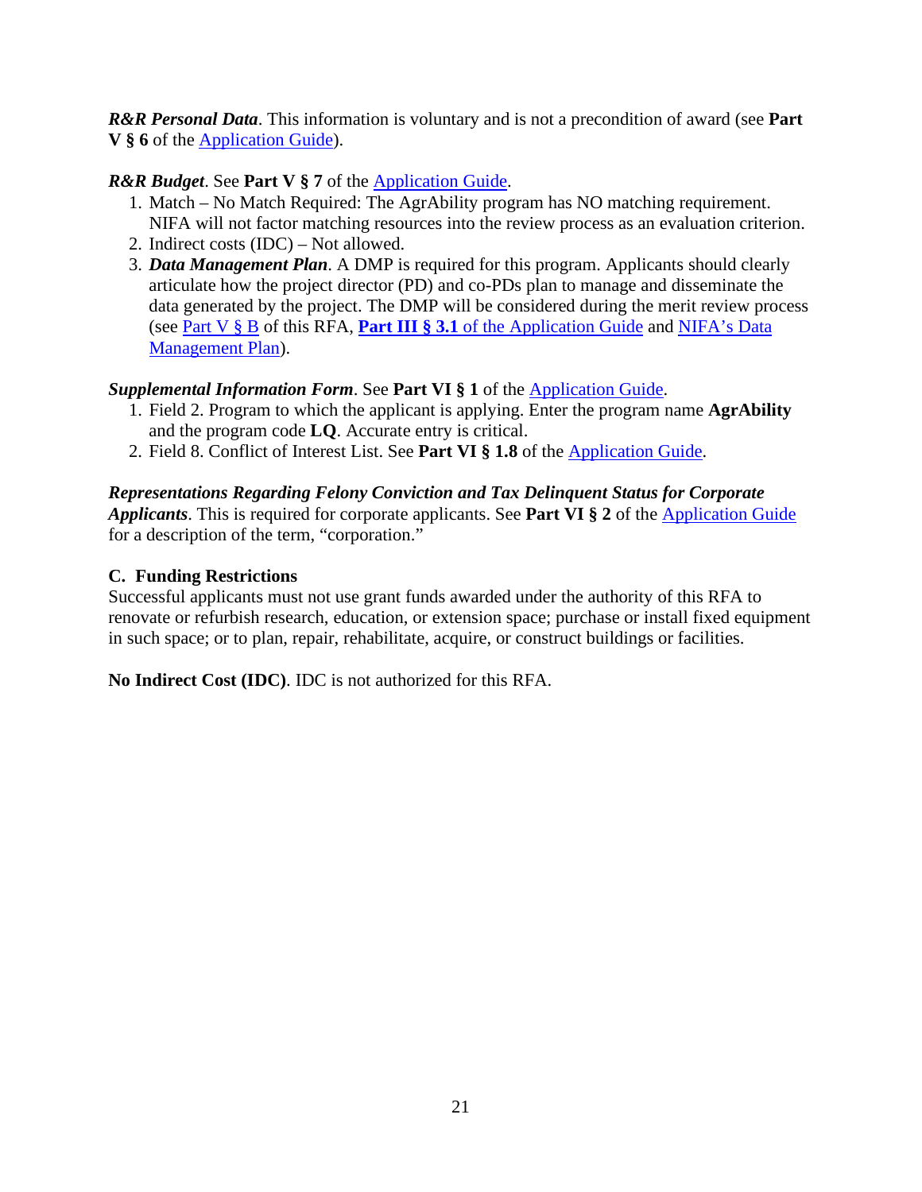***R&R Personal Data***. This information is voluntary and is not a precondition of award (see **Part V § 6** of the Application Guide).

***R&R Budget***. See **Part V § 7** of the Application Guide.

1. Match – No Match Required: The AgrAbility program has NO matching requirement. NIFA will not factor matching resources into the review process as an evaluation criterion.
2. Indirect costs (IDC) – Not allowed.
3. ***Data Management Plan***. A DMP is required for this program. Applicants should clearly articulate how the project director (PD) and co-PDs plan to manage and disseminate the data generated by the project. The DMP will be considered during the merit review process (see Part V § B of this RFA, **Part III § 3.1** of the Application Guide and NIFA's Data Management Plan).

***Supplemental Information Form***. See **Part VI § 1** of the Application Guide.

1. Field 2. Program to which the applicant is applying. Enter the program name **AgrAbility** and the program code **LQ**. Accurate entry is critical.
2. Field 8. Conflict of Interest List. See **Part VI § 1.8** of the Application Guide.

***Representations Regarding Felony Conviction and Tax Delinquent Status for Corporate Applicants***. This is required for corporate applicants. See **Part VI § 2** of the Application Guide for a description of the term, "corporation."

### C. Funding Restrictions

Successful applicants must not use grant funds awarded under the authority of this RFA to renovate or refurbish research, education, or extension space; purchase or install fixed equipment in such space; or to plan, repair, rehabilitate, acquire, or construct buildings or facilities.

**No Indirect Cost (IDC)**. IDC is not authorized for this RFA.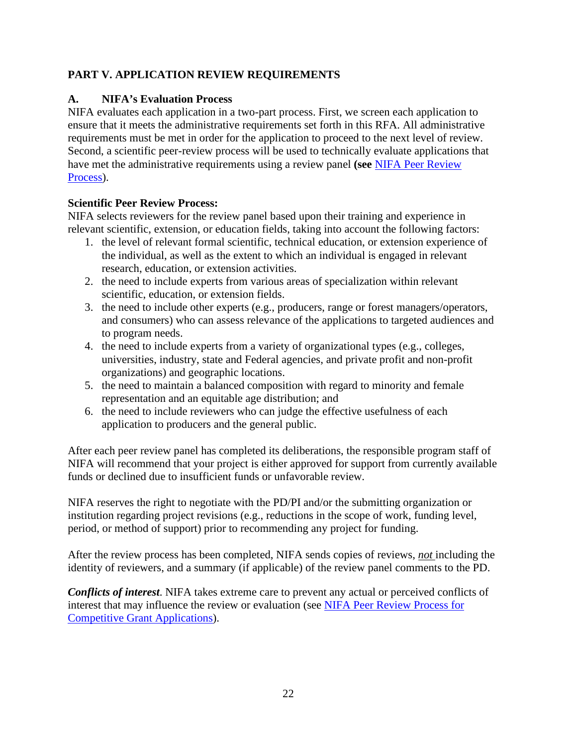## PART V. APPLICATION REVIEW REQUIREMENTS

### A. NIFA's Evaluation Process

NIFA evaluates each application in a two-part process. First, we screen each application to ensure that it meets the administrative requirements set forth in this RFA. All administrative requirements must be met in order for the application to proceed to the next level of review. Second, a scientific peer-review process will be used to technically evaluate applications that have met the administrative requirements using a review panel **(see** NIFA Peer Review Process).

**Scientific Peer Review Process:**

NIFA selects reviewers for the review panel based upon their training and experience in relevant scientific, extension, or education fields, taking into account the following factors:

1. the level of relevant formal scientific, technical education, or extension experience of the individual, as well as the extent to which an individual is engaged in relevant research, education, or extension activities.
2. the need to include experts from various areas of specialization within relevant scientific, education, or extension fields.
3. the need to include other experts (e.g., producers, range or forest managers/operators, and consumers) who can assess relevance of the applications to targeted audiences and to program needs.
4. the need to include experts from a variety of organizational types (e.g., colleges, universities, industry, state and Federal agencies, and private profit and non-profit organizations) and geographic locations.
5. the need to maintain a balanced composition with regard to minority and female representation and an equitable age distribution; and
6. the need to include reviewers who can judge the effective usefulness of each application to producers and the general public.

After each peer review panel has completed its deliberations, the responsible program staff of NIFA will recommend that your project is either approved for support from currently available funds or declined due to insufficient funds or unfavorable review.

NIFA reserves the right to negotiate with the PD/PI and/or the submitting organization or institution regarding project revisions (e.g., reductions in the scope of work, funding level, period, or method of support) prior to recommending any project for funding.

After the review process has been completed, NIFA sends copies of reviews, ***not*** including the identity of reviewers, and a summary (if applicable) of the review panel comments to the PD.

***Conflicts of interest***. NIFA takes extreme care to prevent any actual or perceived conflicts of interest that may influence the review or evaluation (see NIFA Peer Review Process for Competitive Grant Applications).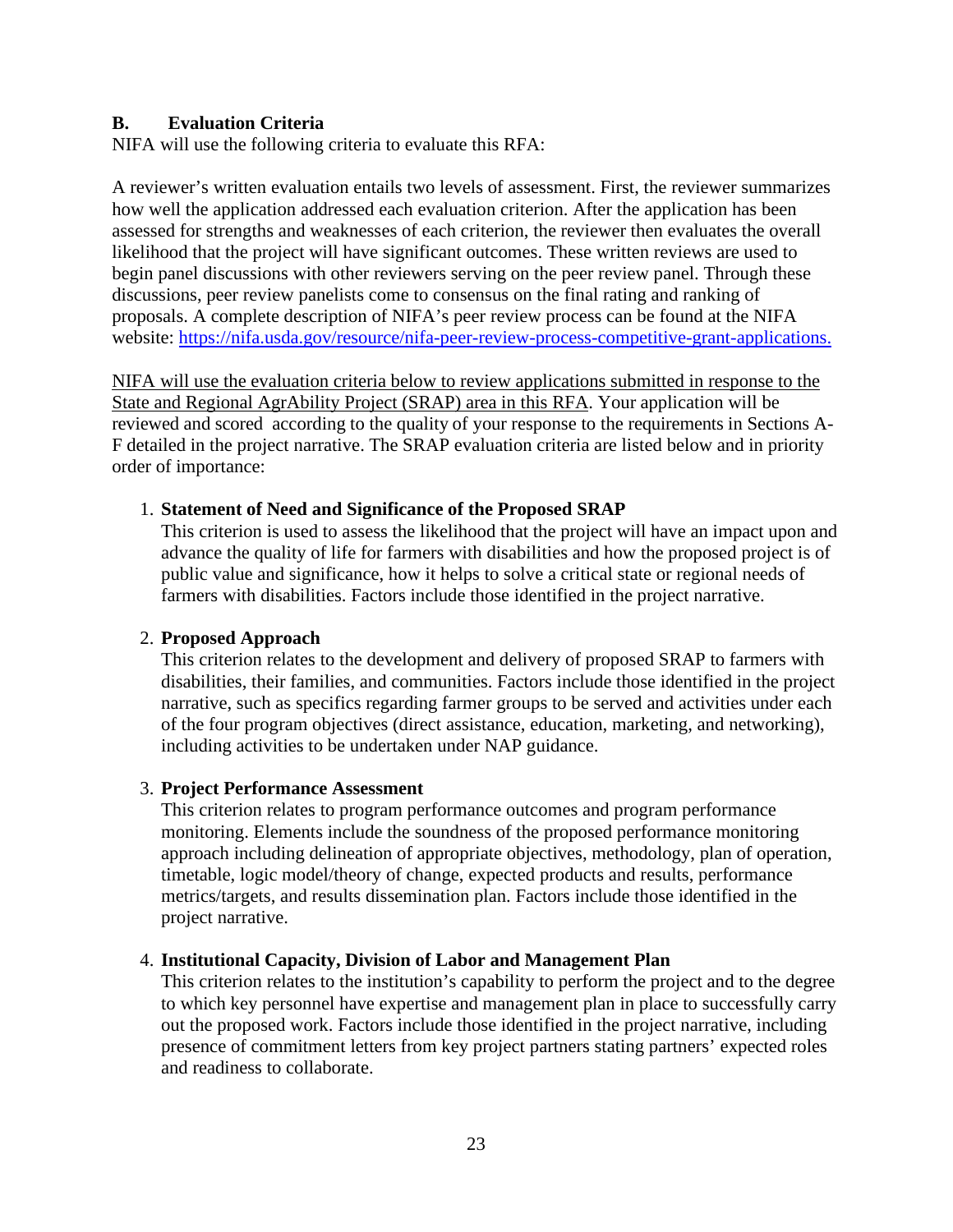## B. Evaluation Criteria

NIFA will use the following criteria to evaluate this RFA:

A reviewer's written evaluation entails two levels of assessment. First, the reviewer summarizes how well the application addressed each evaluation criterion. After the application has been assessed for strengths and weaknesses of each criterion, the reviewer then evaluates the overall likelihood that the project will have significant outcomes. These written reviews are used to begin panel discussions with other reviewers serving on the peer review panel. Through these discussions, peer review panelists come to consensus on the final rating and ranking of proposals. A complete description of NIFA's peer review process can be found at the NIFA website: [https://nifa.usda.gov/resource/nifa-peer-review-process-competitive-grant-applications.](https://nifa.usda.gov/resource/nifa-peer-review-process-competitive-grant-applications)

NIFA will use the evaluation criteria below to review applications submitted in response to the State and Regional AgrAbility Project (SRAP) area in this RFA. Your application will be reviewed and scored according to the quality of your response to the requirements in Sections A-F detailed in the project narrative. The SRAP evaluation criteria are listed below and in priority order of importance:

1. **Statement of Need and Significance of the Proposed SRAP**
   This criterion is used to assess the likelihood that the project will have an impact upon and advance the quality of life for farmers with disabilities and how the proposed project is of public value and significance, how it helps to solve a critical state or regional needs of farmers with disabilities. Factors include those identified in the project narrative.

2. **Proposed Approach**
   This criterion relates to the development and delivery of proposed SRAP to farmers with disabilities, their families, and communities. Factors include those identified in the project narrative, such as specifics regarding farmer groups to be served and activities under each of the four program objectives (direct assistance, education, marketing, and networking), including activities to be undertaken under NAP guidance.

3. **Project Performance Assessment**
   This criterion relates to program performance outcomes and program performance monitoring. Elements include the soundness of the proposed performance monitoring approach including delineation of appropriate objectives, methodology, plan of operation, timetable, logic model/theory of change, expected products and results, performance metrics/targets, and results dissemination plan. Factors include those identified in the project narrative.

4. **Institutional Capacity, Division of Labor and Management Plan**
   This criterion relates to the institution's capability to perform the project and to the degree to which key personnel have expertise and management plan in place to successfully carry out the proposed work. Factors include those identified in the project narrative, including presence of commitment letters from key project partners stating partners' expected roles and readiness to collaborate.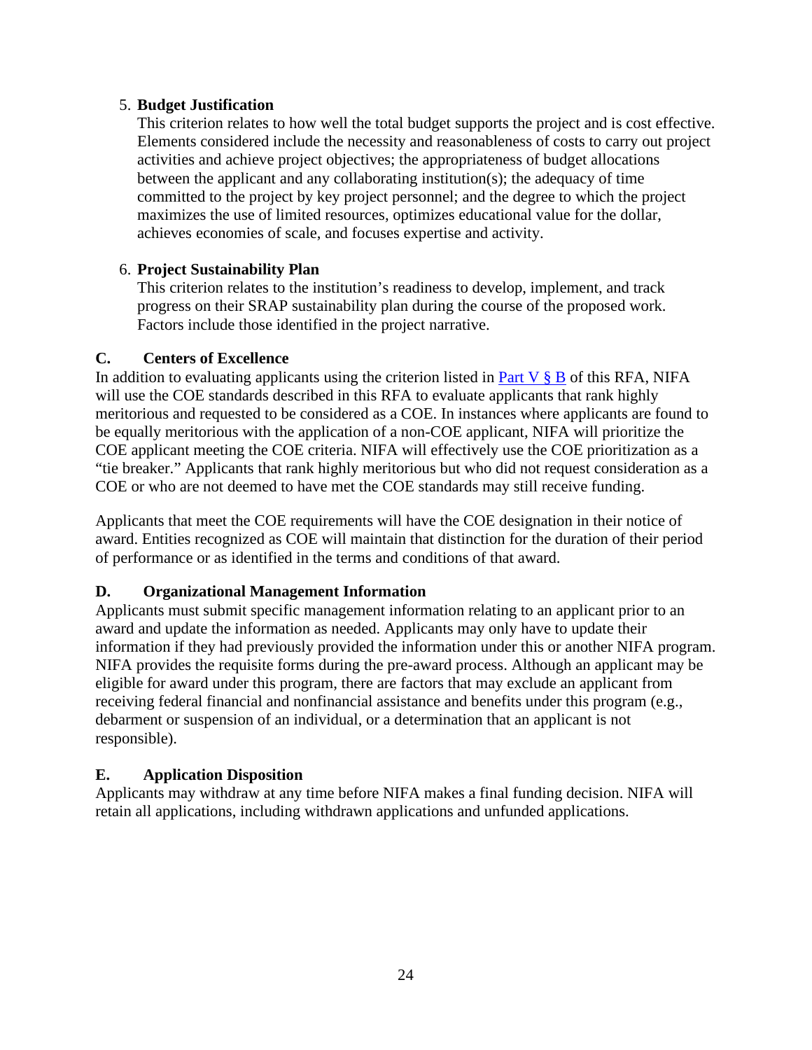5. **Budget Justification**
   This criterion relates to how well the total budget supports the project and is cost effective. Elements considered include the necessity and reasonableness of costs to carry out project activities and achieve project objectives; the appropriateness of budget allocations between the applicant and any collaborating institution(s); the adequacy of time committed to the project by key project personnel; and the degree to which the project maximizes the use of limited resources, optimizes educational value for the dollar, achieves economies of scale, and focuses expertise and activity.

6. **Project Sustainability Plan**
   This criterion relates to the institution's readiness to develop, implement, and track progress on their SRAP sustainability plan during the course of the proposed work. Factors include those identified in the project narrative.

### C. Centers of Excellence

In addition to evaluating applicants using the criterion listed in [Part V § B] of this RFA, NIFA will use the COE standards described in this RFA to evaluate applicants that rank highly meritorious and requested to be considered as a COE. In instances where applicants are found to be equally meritorious with the application of a non-COE applicant, NIFA will prioritize the COE applicant meeting the COE criteria. NIFA will effectively use the COE prioritization as a "tie breaker." Applicants that rank highly meritorious but who did not request consideration as a COE or who are not deemed to have met the COE standards may still receive funding.

Applicants that meet the COE requirements will have the COE designation in their notice of award. Entities recognized as COE will maintain that distinction for the duration of their period of performance or as identified in the terms and conditions of that award.

### D. Organizational Management Information

Applicants must submit specific management information relating to an applicant prior to an award and update the information as needed. Applicants may only have to update their information if they had previously provided the information under this or another NIFA program. NIFA provides the requisite forms during the pre-award process. Although an applicant may be eligible for award under this program, there are factors that may exclude an applicant from receiving federal financial and nonfinancial assistance and benefits under this program (e.g., debarment or suspension of an individual, or a determination that an applicant is not responsible).

### E. Application Disposition

Applicants may withdraw at any time before NIFA makes a final funding decision. NIFA will retain all applications, including withdrawn applications and unfunded applications.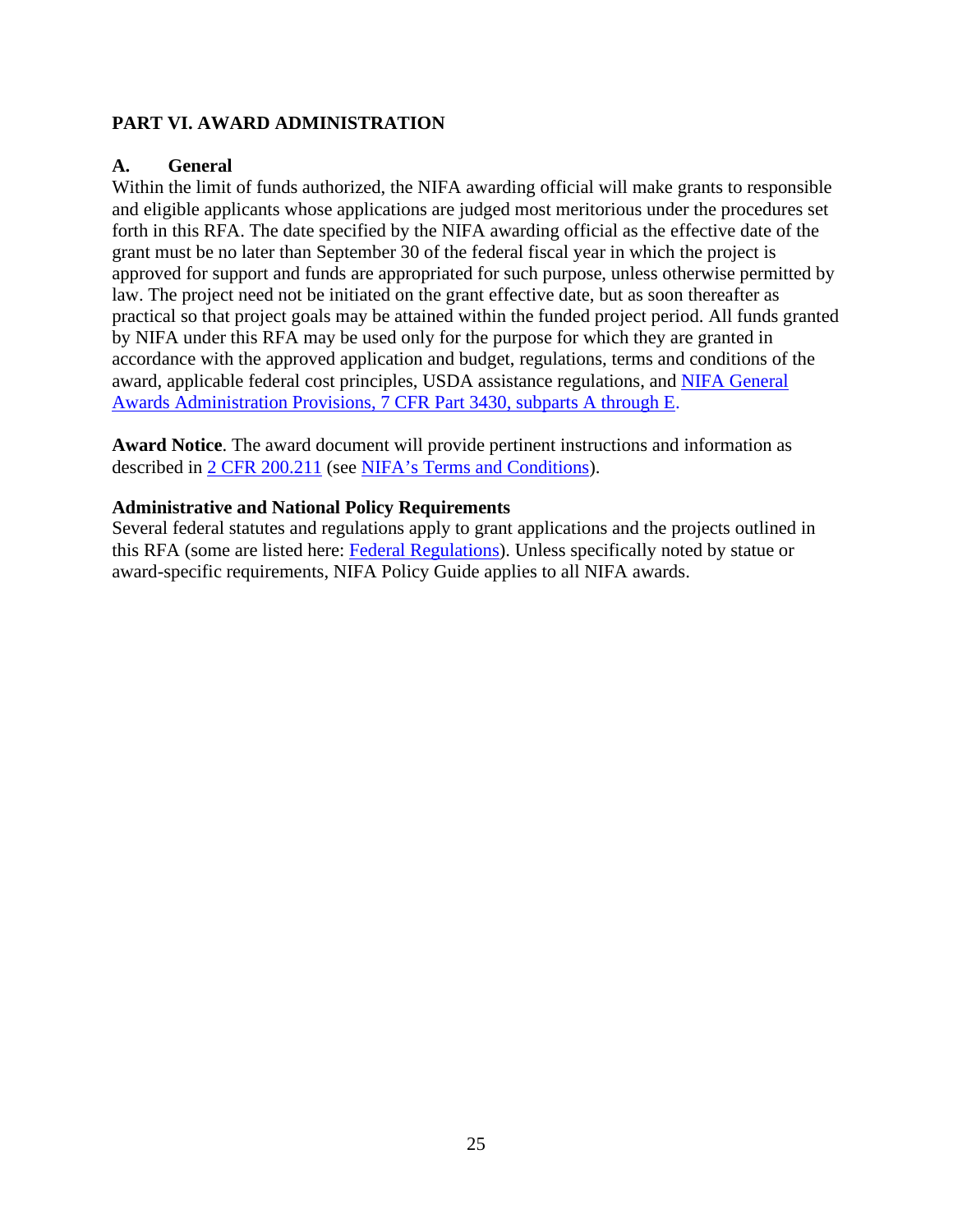## PART VI. AWARD ADMINISTRATION

### A. General

Within the limit of funds authorized, the NIFA awarding official will make grants to responsible and eligible applicants whose applications are judged most meritorious under the procedures set forth in this RFA. The date specified by the NIFA awarding official as the effective date of the grant must be no later than September 30 of the federal fiscal year in which the project is approved for support and funds are appropriated for such purpose, unless otherwise permitted by law. The project need not be initiated on the grant effective date, but as soon thereafter as practical so that project goals may be attained within the funded project period. All funds granted by NIFA under this RFA may be used only for the purpose for which they are granted in accordance with the approved application and budget, regulations, terms and conditions of the award, applicable federal cost principles, USDA assistance regulations, and NIFA General Awards Administration Provisions, 7 CFR Part 3430, subparts A through E.

**Award Notice**. The award document will provide pertinent instructions and information as described in 2 CFR 200.211 (see NIFA's Terms and Conditions).

**Administrative and National Policy Requirements**

Several federal statutes and regulations apply to grant applications and the projects outlined in this RFA (some are listed here: Federal Regulations). Unless specifically noted by statue or award-specific requirements, NIFA Policy Guide applies to all NIFA awards.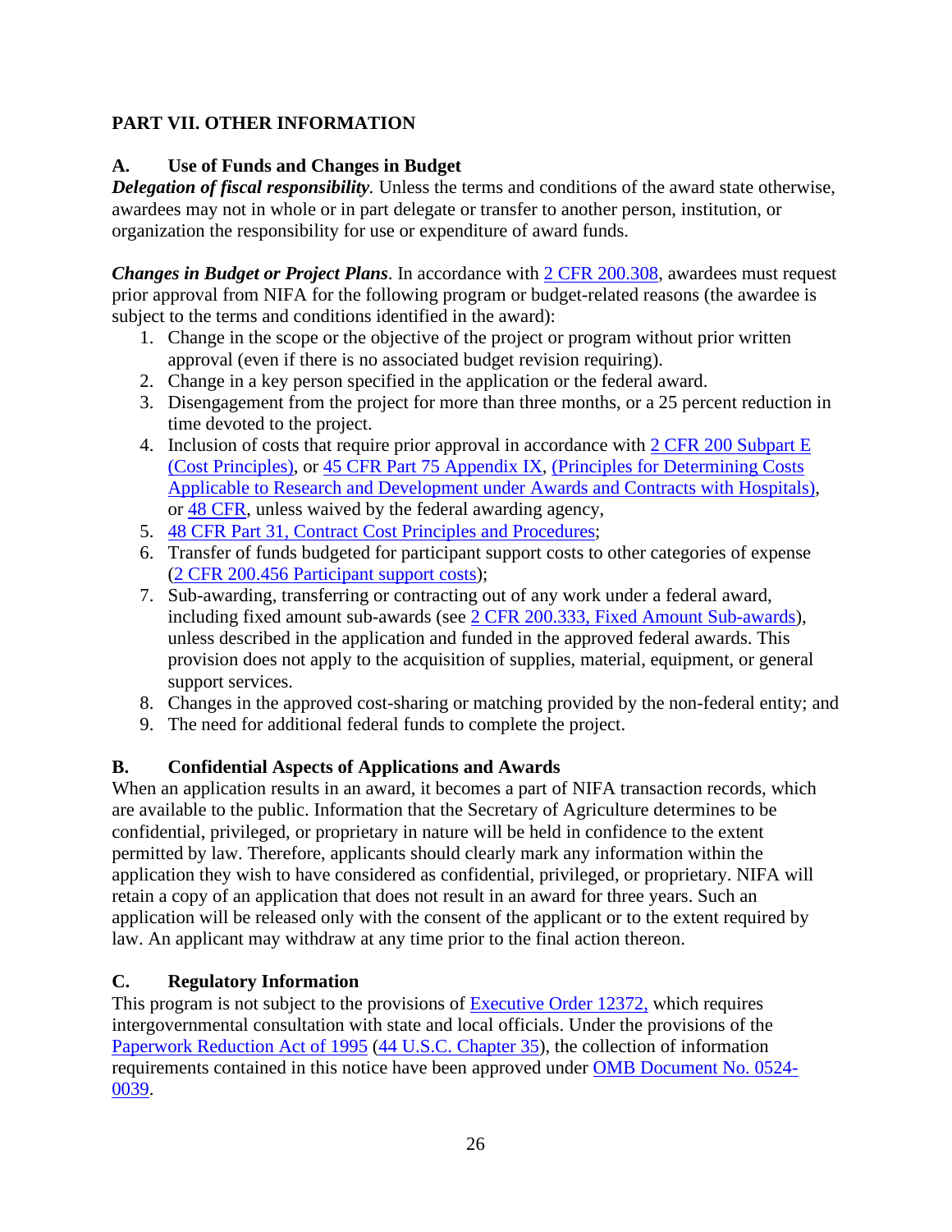## PART VII. OTHER INFORMATION

### A. Use of Funds and Changes in Budget

***Delegation of fiscal responsibility.*** Unless the terms and conditions of the award state otherwise, awardees may not in whole or in part delegate or transfer to another person, institution, or organization the responsibility for use or expenditure of award funds.

***Changes in Budget or Project Plans***. In accordance with 2 CFR 200.308, awardees must request prior approval from NIFA for the following program or budget-related reasons (the awardee is subject to the terms and conditions identified in the award):

1. Change in the scope or the objective of the project or program without prior written approval (even if there is no associated budget revision requiring).
2. Change in a key person specified in the application or the federal award.
3. Disengagement from the project for more than three months, or a 25 percent reduction in time devoted to the project.
4. Inclusion of costs that require prior approval in accordance with 2 CFR 200 Subpart E (Cost Principles), or 45 CFR Part 75 Appendix IX, (Principles for Determining Costs Applicable to Research and Development under Awards and Contracts with Hospitals), or 48 CFR, unless waived by the federal awarding agency,
5. 48 CFR Part 31, Contract Cost Principles and Procedures;
6. Transfer of funds budgeted for participant support costs to other categories of expense (2 CFR 200.456 Participant support costs);
7. Sub-awarding, transferring or contracting out of any work under a federal award, including fixed amount sub-awards (see 2 CFR 200.333, Fixed Amount Sub-awards), unless described in the application and funded in the approved federal awards. This provision does not apply to the acquisition of supplies, material, equipment, or general support services.
8. Changes in the approved cost-sharing or matching provided by the non-federal entity; and
9. The need for additional federal funds to complete the project.

### B. Confidential Aspects of Applications and Awards

When an application results in an award, it becomes a part of NIFA transaction records, which are available to the public. Information that the Secretary of Agriculture determines to be confidential, privileged, or proprietary in nature will be held in confidence to the extent permitted by law. Therefore, applicants should clearly mark any information within the application they wish to have considered as confidential, privileged, or proprietary. NIFA will retain a copy of an application that does not result in an award for three years. Such an application will be released only with the consent of the applicant or to the extent required by law. An applicant may withdraw at any time prior to the final action thereon.

### C. Regulatory Information

This program is not subject to the provisions of Executive Order 12372, which requires intergovernmental consultation with state and local officials. Under the provisions of the Paperwork Reduction Act of 1995 (44 U.S.C. Chapter 35), the collection of information requirements contained in this notice have been approved under OMB Document No. 0524-0039.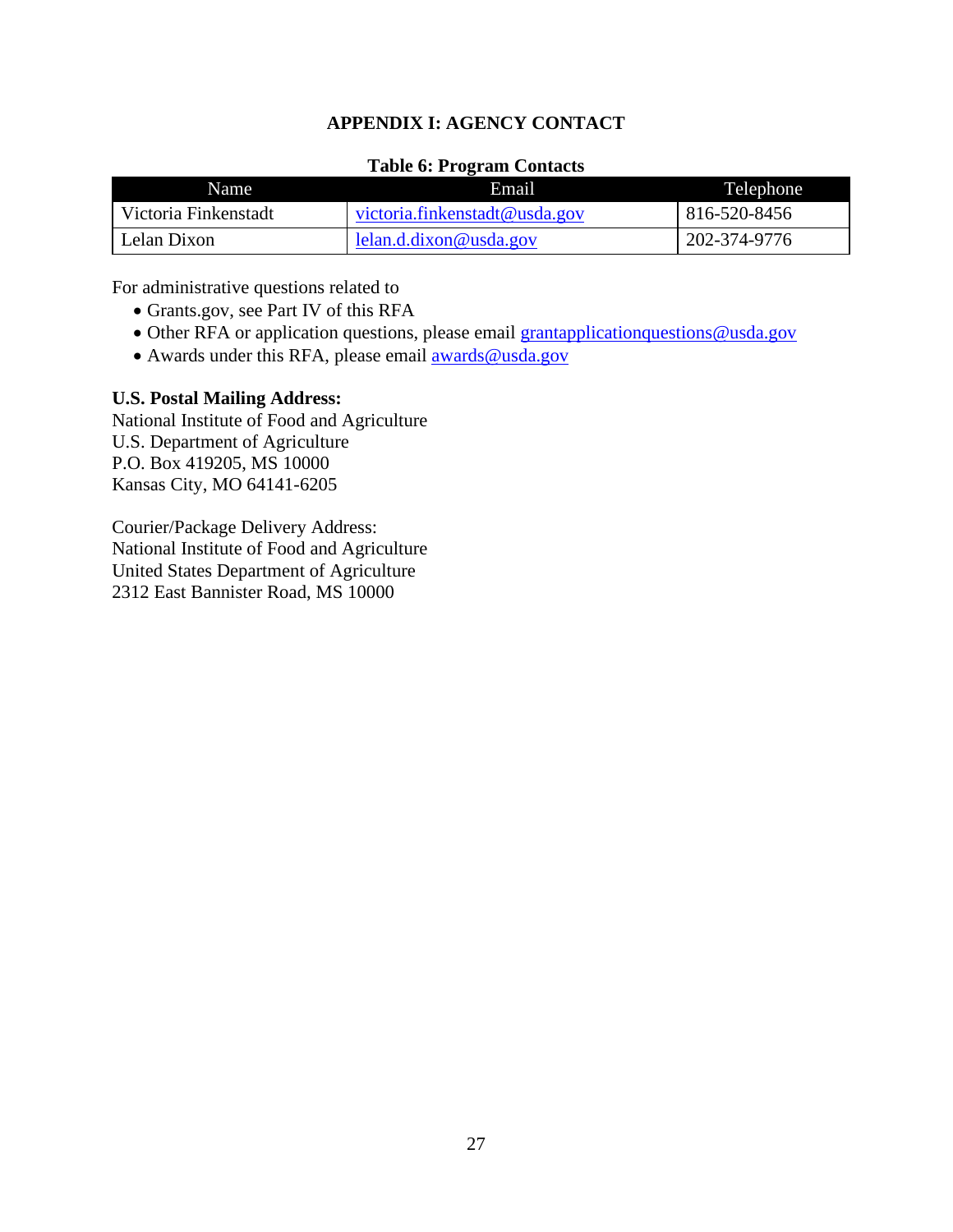# APPENDIX I: AGENCY CONTACT

**Table 6: Program Contacts**

| Name | Email | Telephone |
| --- | --- | --- |
| Victoria Finkenstadt | victoria.finkenstadt@usda.gov | 816-520-8456 |
| Lelan Dixon | lelan.d.dixon@usda.gov | 202-374-9776 |

For administrative questions related to

- Grants.gov, see Part IV of this RFA
- Other RFA or application questions, please email grantapplicationquestions@usda.gov
- Awards under this RFA, please email awards@usda.gov

**U.S. Postal Mailing Address:**
National Institute of Food and Agriculture
U.S. Department of Agriculture
P.O. Box 419205, MS 10000
Kansas City, MO 64141-6205

Courier/Package Delivery Address:
National Institute of Food and Agriculture
United States Department of Agriculture
2312 East Bannister Road, MS 10000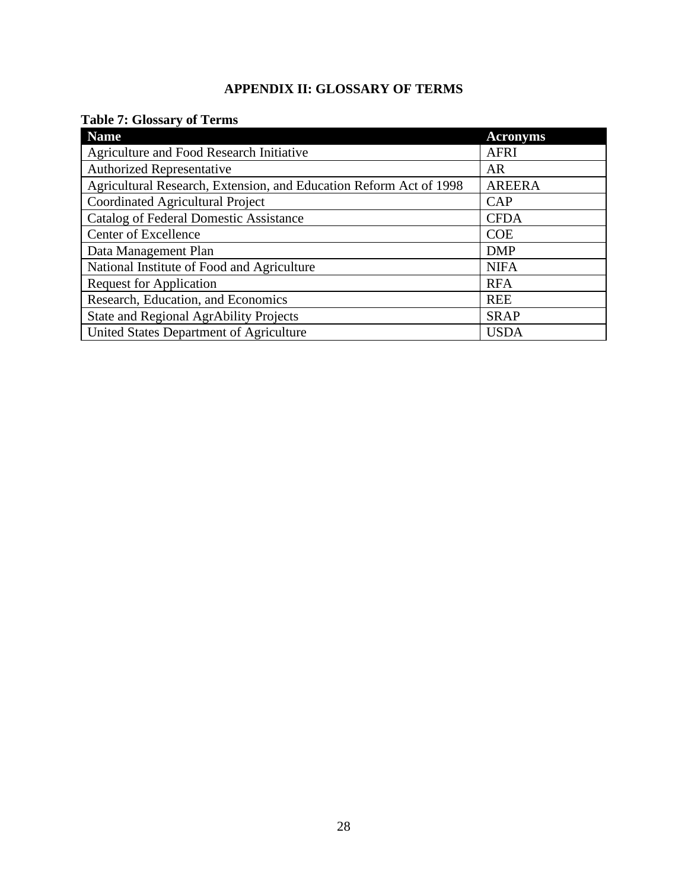# APPENDIX II: GLOSSARY OF TERMS

**Table 7: Glossary of Terms**

| Name | Acronyms |
|---|---|
| Agriculture and Food Research Initiative | AFRI |
| Authorized Representative | AR |
| Agricultural Research, Extension, and Education Reform Act of 1998 | AREERA |
| Coordinated Agricultural Project | CAP |
| Catalog of Federal Domestic Assistance | CFDA |
| Center of Excellence | COE |
| Data Management Plan | DMP |
| National Institute of Food and Agriculture | NIFA |
| Request for Application | RFA |
| Research, Education, and Economics | REE |
| State and Regional AgrAbility Projects | SRAP |
| United States Department of Agriculture | USDA |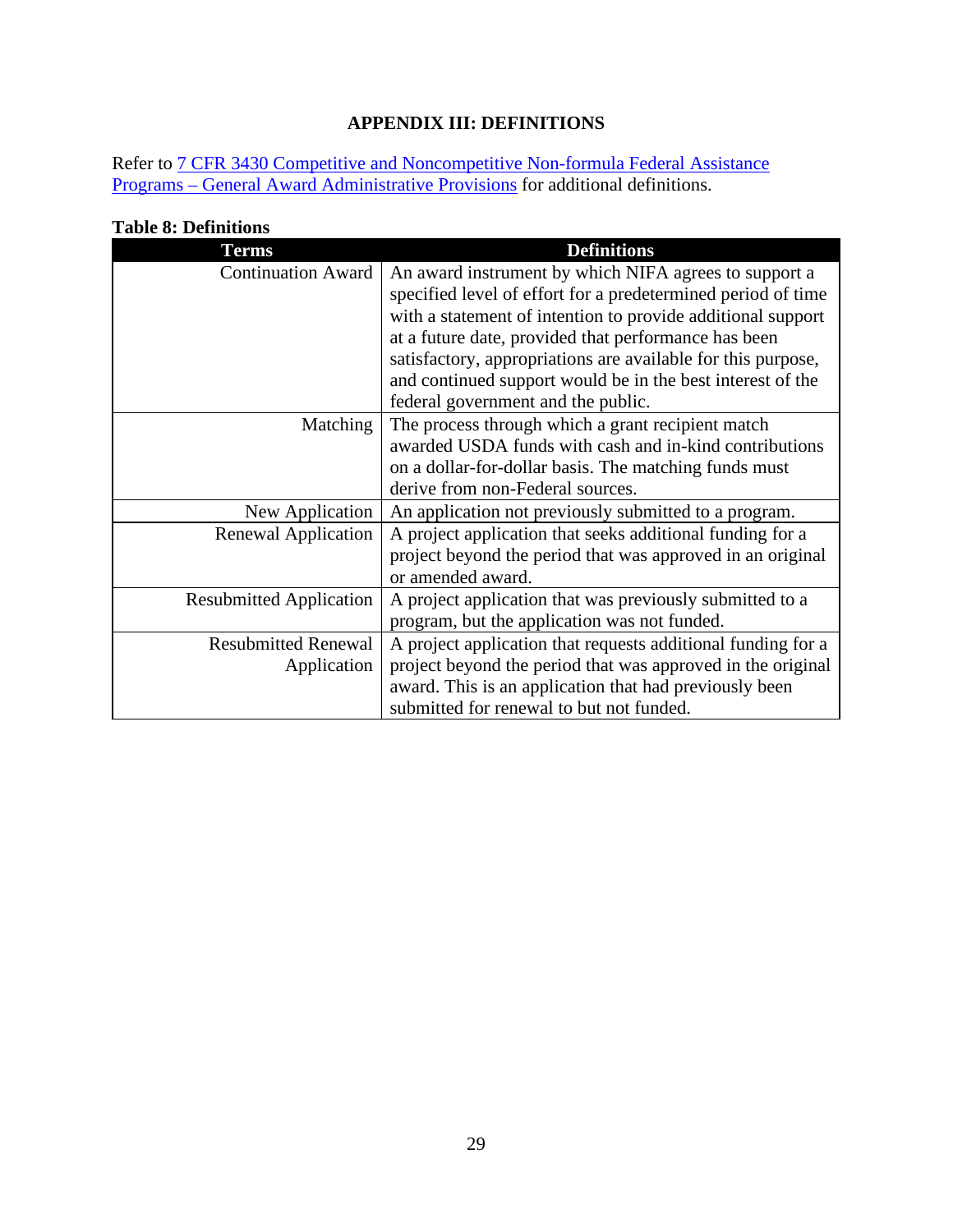# APPENDIX III: DEFINITIONS

Refer to [7 CFR 3430 Competitive and Noncompetitive Non-formula Federal Assistance Programs – General Award Administrative Provisions]() for additional definitions.

**Table 8: Definitions**

| Terms | Definitions |
|---|---|
| Continuation Award | An award instrument by which NIFA agrees to support a specified level of effort for a predetermined period of time with a statement of intention to provide additional support at a future date, provided that performance has been satisfactory, appropriations are available for this purpose, and continued support would be in the best interest of the federal government and the public. |
| Matching | The process through which a grant recipient match awarded USDA funds with cash and in-kind contributions on a dollar-for-dollar basis. The matching funds must derive from non-Federal sources. |
| New Application | An application not previously submitted to a program. |
| Renewal Application | A project application that seeks additional funding for a project beyond the period that was approved in an original or amended award. |
| Resubmitted Application | A project application that was previously submitted to a program, but the application was not funded. |
| Resubmitted Renewal Application | A project application that requests additional funding for a project beyond the period that was approved in the original award. This is an application that had previously been submitted for renewal to but not funded. |